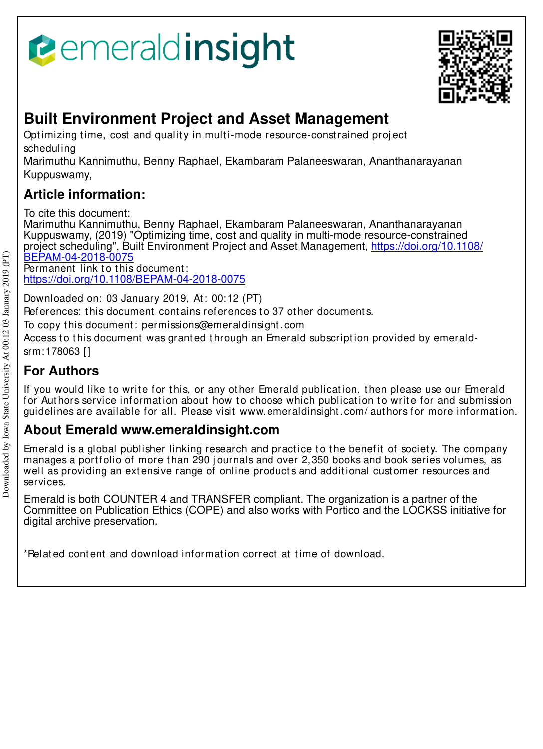# Built Environment Project and Asset Management

Optimizing time, cost and quality in multi-mode resource-constrained project scheduling

Marimuthu Kannimuthu, Benny Raphael, Ekambaram Palaneeswaran, Ananthanarayanan Kuppuswamy,

## Article information:

To cite this document:
Marimuthu Kannimuthu, Benny Raphael, Ekambaram Palaneeswaran, Ananthanarayanan Kuppuswamy, (2019) "Optimizing time, cost and quality in multi-mode resource-constrained project scheduling", Built Environment Project and Asset Management, https://doi.org/10.1108/BEPAM-04-2018-0075
Permanent link to this document:
https://doi.org/10.1108/BEPAM-04-2018-0075

Downloaded on: 03 January 2019, At: 00:12 (PT)
References: this document contains references to 37 other documents.
To copy this document: permissions@emeraldinsight.com
Access to this document was granted through an Emerald subscription provided by emerald-srm:178063 []

## For Authors

If you would like to write for this, or any other Emerald publication, then please use our Emerald for Authors service information about how to choose which publication to write for and submission guidelines are available for all. Please visit www.emeraldinsight.com/authors for more information.

## About Emerald www.emeraldinsight.com

Emerald is a global publisher linking research and practice to the benefit of society. The company manages a portfolio of more than 290 journals and over 2,350 books and book series volumes, as well as providing an extensive range of online products and additional customer resources and services.

Emerald is both COUNTER 4 and TRANSFER compliant. The organization is a partner of the Committee on Publication Ethics (COPE) and also works with Portico and the LOCKSS initiative for digital archive preservation.

*Related content and download information correct at time of download.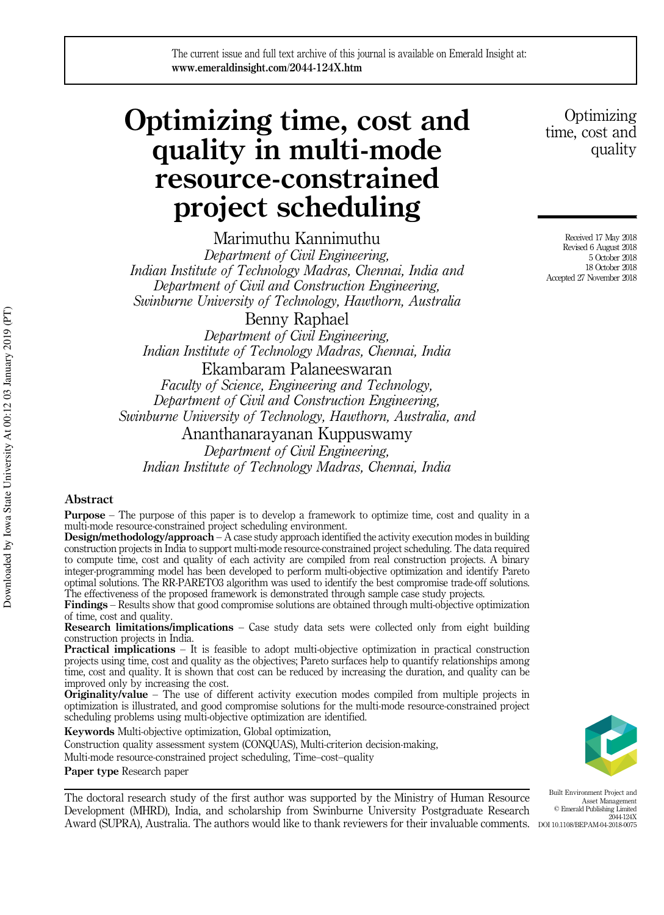# Optimizing time, cost and quality in multi-mode resource-constrained project scheduling

Marimuthu Kannimuthu
*Department of Civil Engineering, Indian Institute of Technology Madras, Chennai, India and Department of Civil and Construction Engineering, Swinburne University of Technology, Hawthorn, Australia*

Benny Raphael
*Department of Civil Engineering, Indian Institute of Technology Madras, Chennai, India*

Ekambaram Palaneeswaran
*Faculty of Science, Engineering and Technology, Department of Civil and Construction Engineering, Swinburne University of Technology, Hawthorn, Australia, and*

Ananthanarayanan Kuppuswamy
*Department of Civil Engineering, Indian Institute of Technology Madras, Chennai, India*

Received 17 May 2018
Revised 6 August 2018
5 October 2018
18 October 2018
Accepted 27 November 2018

## Abstract

**Purpose** – The purpose of this paper is to develop a framework to optimize time, cost and quality in a multi-mode resource-constrained project scheduling environment.

**Design/methodology/approach** – A case study approach identified the activity execution modes in building construction projects in India to support multi-mode resource-constrained project scheduling. The data required to compute time, cost and quality of each activity are compiled from real construction projects. A binary integer-programming model has been developed to perform multi-objective optimization and identify Pareto optimal solutions. The RR-PARETO3 algorithm was used to identify the best compromise trade-off solutions. The effectiveness of the proposed framework is demonstrated through sample case study projects.

**Findings** – Results show that good compromise solutions are obtained through multi-objective optimization of time, cost and quality.

**Research limitations/implications** – Case study data sets were collected only from eight building construction projects in India.

**Practical implications** – It is feasible to adopt multi-objective optimization in practical construction projects using time, cost and quality as the objectives; Pareto surfaces help to quantify relationships among time, cost and quality. It is shown that cost can be reduced by increasing the duration, and quality can be improved only by increasing the cost.

**Originality/value** – The use of different activity execution modes compiled from multiple projects in optimization is illustrated, and good compromise solutions for the multi-mode resource-constrained project scheduling problems using multi-objective optimization are identified.

**Keywords** Multi-objective optimization, Global optimization, Construction quality assessment system (CONQUAS), Multi-criterion decision-making, Multi-mode resource-constrained project scheduling, Time–cost–quality

**Paper type** Research paper

The doctoral research study of the first author was supported by the Ministry of Human Resource Development (MHRD), India, and scholarship from Swinburne University Postgraduate Research Award (SUPRA), Australia. The authors would like to thank reviewers for their invaluable comments.

Built Environment Project and Asset Management
© Emerald Publishing Limited
2044-124X
DOI 10.1108/BEPAM-04-2018-0075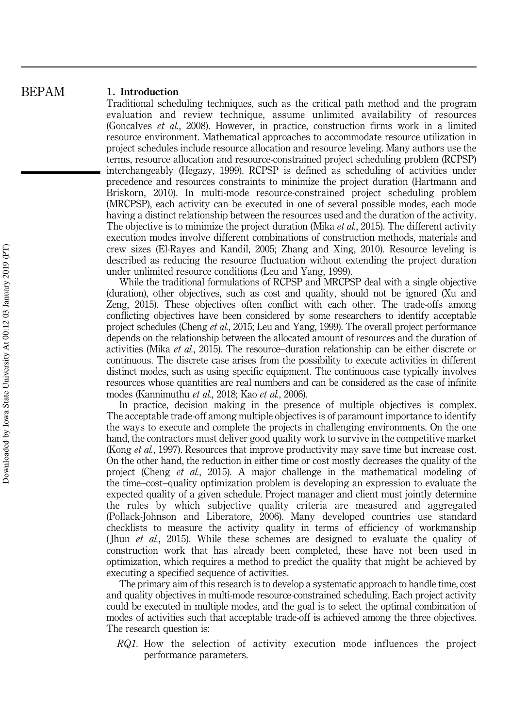## 1. Introduction

Traditional scheduling techniques, such as the critical path method and the program evaluation and review technique, assume unlimited availability of resources (Goncalves *et al.*, 2008). However, in practice, construction firms work in a limited resource environment. Mathematical approaches to accommodate resource utilization in project schedules include resource allocation and resource leveling. Many authors use the terms, resource allocation and resource-constrained project scheduling problem (RCPSP) interchangeably (Hegazy, 1999). RCPSP is defined as scheduling of activities under precedence and resources constraints to minimize the project duration (Hartmann and Briskorn, 2010). In multi-mode resource-constrained project scheduling problem (MRCPSP), each activity can be executed in one of several possible modes, each mode having a distinct relationship between the resources used and the duration of the activity. The objective is to minimize the project duration (Mika *et al.*, 2015). The different activity execution modes involve different combinations of construction methods, materials and crew sizes (El-Rayes and Kandil, 2005; Zhang and Xing, 2010). Resource leveling is described as reducing the resource fluctuation without extending the project duration under unlimited resource conditions (Leu and Yang, 1999).

While the traditional formulations of RCPSP and MRCPSP deal with a single objective (duration), other objectives, such as cost and quality, should not be ignored (Xu and Zeng, 2015). These objectives often conflict with each other. The trade-offs among conflicting objectives have been considered by some researchers to identify acceptable project schedules (Cheng *et al.*, 2015; Leu and Yang, 1999). The overall project performance depends on the relationship between the allocated amount of resources and the duration of activities (Mika *et al.*, 2015). The resource–duration relationship can be either discrete or continuous. The discrete case arises from the possibility to execute activities in different distinct modes, such as using specific equipment. The continuous case typically involves resources whose quantities are real numbers and can be considered as the case of infinite modes (Kannimuthu *et al.*, 2018; Kao *et al.*, 2006).

In practice, decision making in the presence of multiple objectives is complex. The acceptable trade-off among multiple objectives is of paramount importance to identify the ways to execute and complete the projects in challenging environments. On the one hand, the contractors must deliver good quality work to survive in the competitive market (Kong *et al.*, 1997). Resources that improve productivity may save time but increase cost. On the other hand, the reduction in either time or cost mostly decreases the quality of the project (Cheng *et al.*, 2015). A major challenge in the mathematical modeling of the time–cost–quality optimization problem is developing an expression to evaluate the expected quality of a given schedule. Project manager and client must jointly determine the rules by which subjective quality criteria are measured and aggregated (Pollack-Johnson and Liberatore, 2006). Many developed countries use standard checklists to measure the activity quality in terms of efficiency of workmanship (Jhun *et al.*, 2015). While these schemes are designed to evaluate the quality of construction work that has already been completed, these have not been used in optimization, which requires a method to predict the quality that might be achieved by executing a specified sequence of activities.

The primary aim of this research is to develop a systematic approach to handle time, cost and quality objectives in multi-mode resource-constrained scheduling. Each project activity could be executed in multiple modes, and the goal is to select the optimal combination of modes of activities such that acceptable trade-off is achieved among the three objectives. The research question is:

*RQ1*. How the selection of activity execution mode influences the project performance parameters.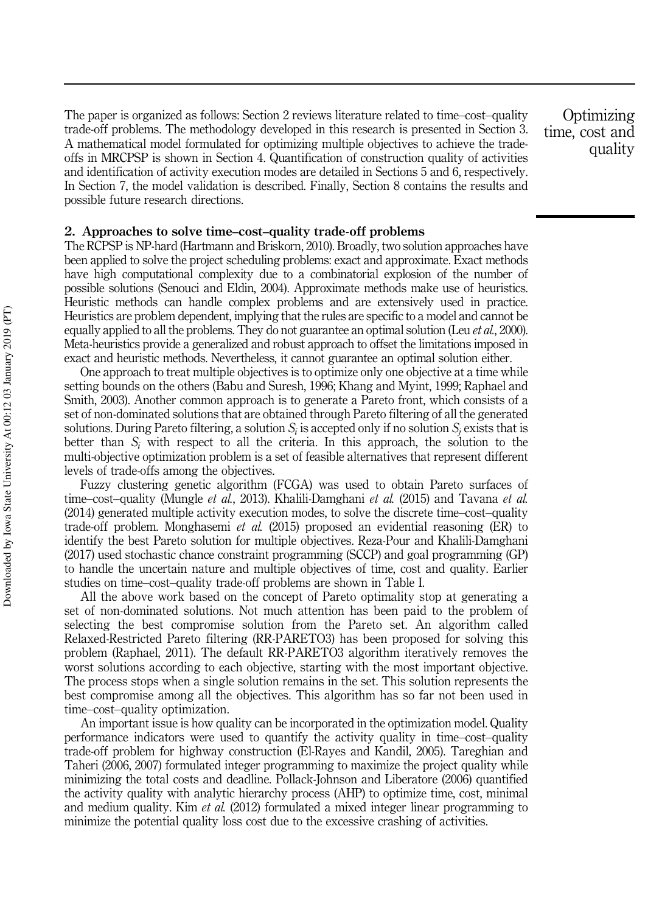The paper is organized as follows: Section 2 reviews literature related to time–cost–quality trade-off problems. The methodology developed in this research is presented in Section 3. A mathematical model formulated for optimizing multiple objectives to achieve the trade-offs in MRCPSP is shown in Section 4. Quantification of construction quality of activities and identification of activity execution modes are detailed in Sections 5 and 6, respectively. In Section 7, the model validation is described. Finally, Section 8 contains the results and possible future research directions.

## 2. Approaches to solve time–cost–quality trade-off problems

The RCPSP is NP-hard (Hartmann and Briskorn, 2010). Broadly, two solution approaches have been applied to solve the project scheduling problems: exact and approximate. Exact methods have high computational complexity due to a combinatorial explosion of the number of possible solutions (Senouci and Eldin, 2004). Approximate methods make use of heuristics. Heuristic methods can handle complex problems and are extensively used in practice. Heuristics are problem dependent, implying that the rules are specific to a model and cannot be equally applied to all the problems. They do not guarantee an optimal solution (Leu *et al.*, 2000). Meta-heuristics provide a generalized and robust approach to offset the limitations imposed in exact and heuristic methods. Nevertheless, it cannot guarantee an optimal solution either.

One approach to treat multiple objectives is to optimize only one objective at a time while setting bounds on the others (Babu and Suresh, 1996; Khang and Myint, 1999; Raphael and Smith, 2003). Another common approach is to generate a Pareto front, which consists of a set of non-dominated solutions that are obtained through Pareto filtering of all the generated solutions. During Pareto filtering, a solution $S_i$ is accepted only if no solution $S_j$ exists that is better than $S_i$ with respect to all the criteria. In this approach, the solution to the multi-objective optimization problem is a set of feasible alternatives that represent different levels of trade-offs among the objectives.

Fuzzy clustering genetic algorithm (FCGA) was used to obtain Pareto surfaces of time–cost–quality (Mungle *et al.*, 2013). Khalili-Damghani *et al.* (2015) and Tavana *et al.* (2014) generated multiple activity execution modes, to solve the discrete time–cost–quality trade-off problem. Monghasemi *et al.* (2015) proposed an evidential reasoning (ER) to identify the best Pareto solution for multiple objectives. Reza-Pour and Khalili-Damghani (2017) used stochastic chance constraint programming (SCCP) and goal programming (GP) to handle the uncertain nature and multiple objectives of time, cost and quality. Earlier studies on time–cost–quality trade-off problems are shown in Table I.

All the above work based on the concept of Pareto optimality stop at generating a set of non-dominated solutions. Not much attention has been paid to the problem of selecting the best compromise solution from the Pareto set. An algorithm called Relaxed-Restricted Pareto filtering (RR-PARETO3) has been proposed for solving this problem (Raphael, 2011). The default RR-PARETO3 algorithm iteratively removes the worst solutions according to each objective, starting with the most important objective. The process stops when a single solution remains in the set. This solution represents the best compromise among all the objectives. This algorithm has so far not been used in time–cost–quality optimization.

An important issue is how quality can be incorporated in the optimization model. Quality performance indicators were used to quantify the activity quality in time–cost–quality trade-off problem for highway construction (El-Rayes and Kandil, 2005). Tareghian and Taheri (2006, 2007) formulated integer programming to maximize the project quality while minimizing the total costs and deadline. Pollack-Johnson and Liberatore (2006) quantified the activity quality with analytic hierarchy process (AHP) to optimize time, cost, minimal and medium quality. Kim *et al.* (2012) formulated a mixed integer linear programming to minimize the potential quality loss cost due to the excessive crashing of activities.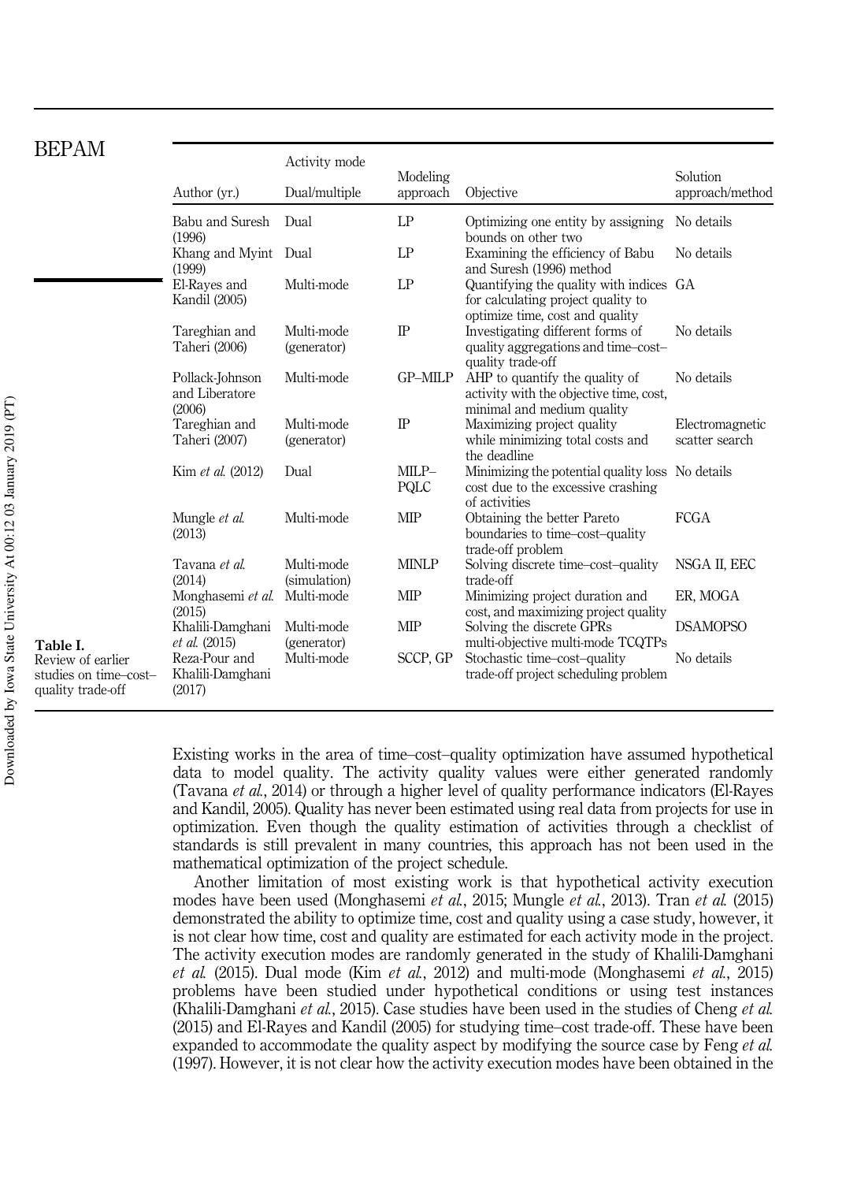**Table I.** Review of earlier studies on time–cost–quality trade-off

| Author (yr.) | Activity mode Dual/multiple | Modeling approach | Objective | Solution approach/method |
|---|---|---|---|---|
| Babu and Suresh (1996) | Dual | LP | Optimizing one entity by assigning bounds on other two | No details |
| Khang and Myint (1999) | Dual | LP | Examining the efficiency of Babu and Suresh (1996) method | No details |
| El-Rayes and Kandil (2005) | Multi-mode | LP | Quantifying the quality with indices for calculating project quality to optimize time, cost and quality | GA |
| Tareghian and Taheri (2006) | Multi-mode (generator) | IP | Investigating different forms of quality aggregations and time–cost–quality trade-off | No details |
| Pollack-Johnson and Liberatore (2006) | Multi-mode | GP–MILP | AHP to quantify the quality of activity with the objective time, cost, minimal and medium quality | No details |
| Tareghian and Taheri (2007) | Multi-mode (generator) | IP | Maximizing project quality while minimizing total costs and the deadline | Electromagnetic scatter search |
| Kim *et al.* (2012) | Dual | MILP–PQLC | Minimizing the potential quality loss cost due to the excessive crashing of activities | No details |
| Mungle *et al.* (2013) | Multi-mode | MIP | Obtaining the better Pareto boundaries to time–cost–quality trade-off problem | FCGA |
| Tavana *et al.* (2014) | Multi-mode (simulation) | MINLP | Solving discrete time–cost–quality trade-off | NSGA II, EEC |
| Monghasemi *et al.* (2015) | Multi-mode | MIP | Minimizing project duration and cost, and maximizing project quality | ER, MOGA |
| Khalili-Damghani *et al.* (2015) | Multi-mode (generator) | MIP | Solving the discrete GPRs multi-objective multi-mode TCQTPs | DSAMOPSO |
| Reza-Pour and Khalili-Damghani (2017) | Multi-mode | SCCP, GP | Stochastic time–cost–quality trade-off project scheduling problem | No details |

Existing works in the area of time–cost–quality optimization have assumed hypothetical data to model quality. The activity quality values were either generated randomly (Tavana *et al.*, 2014) or through a higher level of quality performance indicators (El-Rayes and Kandil, 2005). Quality has never been estimated using real data from projects for use in optimization. Even though the quality estimation of activities through a checklist of standards is still prevalent in many countries, this approach has not been used in the mathematical optimization of the project schedule.

Another limitation of most existing work is that hypothetical activity execution modes have been used (Monghasemi *et al.*, 2015; Mungle *et al.*, 2013). Tran *et al.* (2015) demonstrated the ability to optimize time, cost and quality using a case study, however, it is not clear how time, cost and quality are estimated for each activity mode in the project. The activity execution modes are randomly generated in the study of Khalili-Damghani *et al.* (2015). Dual mode (Kim *et al.*, 2012) and multi-mode (Monghasemi *et al.*, 2015) problems have been studied under hypothetical conditions or using test instances (Khalili-Damghani *et al.*, 2015). Case studies have been used in the studies of Cheng *et al.* (2015) and El-Rayes and Kandil (2005) for studying time–cost trade-off. These have been expanded to accommodate the quality aspect by modifying the source case by Feng *et al.* (1997). However, it is not clear how the activity execution modes have been obtained in the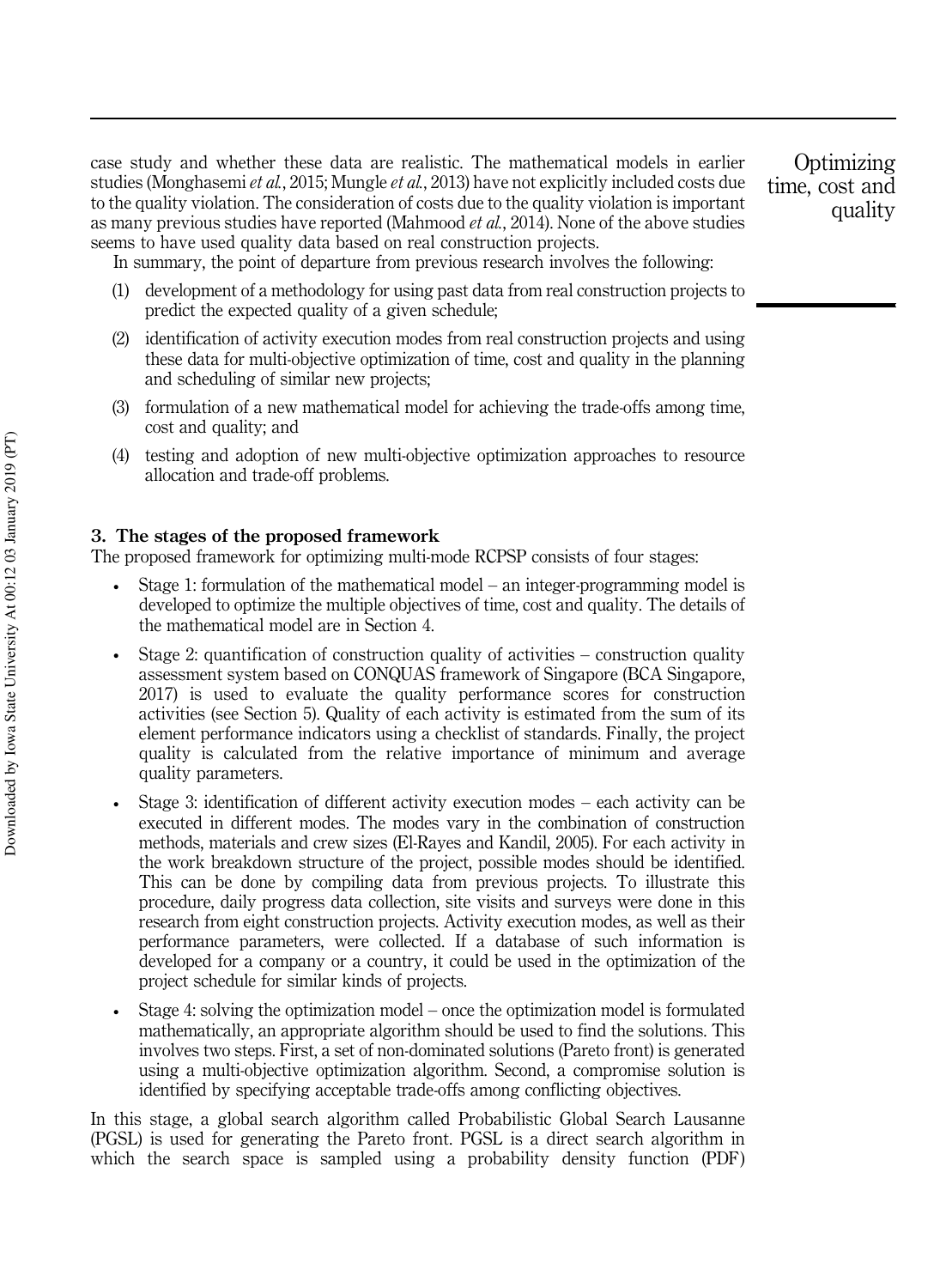case study and whether these data are realistic. The mathematical models in earlier studies (Monghasemi *et al.*, 2015; Mungle *et al.*, 2013) have not explicitly included costs due to the quality violation. The consideration of costs due to the quality violation is important as many previous studies have reported (Mahmood *et al.*, 2014). None of the above studies seems to have used quality data based on real construction projects.

In summary, the point of departure from previous research involves the following:

(1) development of a methodology for using past data from real construction projects to predict the expected quality of a given schedule;

(2) identification of activity execution modes from real construction projects and using these data for multi-objective optimization of time, cost and quality in the planning and scheduling of similar new projects;

(3) formulation of a new mathematical model for achieving the trade-offs among time, cost and quality; and

(4) testing and adoption of new multi-objective optimization approaches to resource allocation and trade-off problems.

## 3. The stages of the proposed framework

The proposed framework for optimizing multi-mode RCPSP consists of four stages:

- Stage 1: formulation of the mathematical model – an integer-programming model is developed to optimize the multiple objectives of time, cost and quality. The details of the mathematical model are in Section 4.
- Stage 2: quantification of construction quality of activities – construction quality assessment system based on CONQUAS framework of Singapore (BCA Singapore, 2017) is used to evaluate the quality performance scores for construction activities (see Section 5). Quality of each activity is estimated from the sum of its element performance indicators using a checklist of standards. Finally, the project quality is calculated from the relative importance of minimum and average quality parameters.
- Stage 3: identification of different activity execution modes – each activity can be executed in different modes. The modes vary in the combination of construction methods, materials and crew sizes (El-Rayes and Kandil, 2005). For each activity in the work breakdown structure of the project, possible modes should be identified. This can be done by compiling data from previous projects. To illustrate this procedure, daily progress data collection, site visits and surveys were done in this research from eight construction projects. Activity execution modes, as well as their performance parameters, were collected. If a database of such information is developed for a company or a country, it could be used in the optimization of the project schedule for similar kinds of projects.
- Stage 4: solving the optimization model – once the optimization model is formulated mathematically, an appropriate algorithm should be used to find the solutions. This involves two steps. First, a set of non-dominated solutions (Pareto front) is generated using a multi-objective optimization algorithm. Second, a compromise solution is identified by specifying acceptable trade-offs among conflicting objectives.

In this stage, a global search algorithm called Probabilistic Global Search Lausanne (PGSL) is used for generating the Pareto front. PGSL is a direct search algorithm in which the search space is sampled using a probability density function (PDF)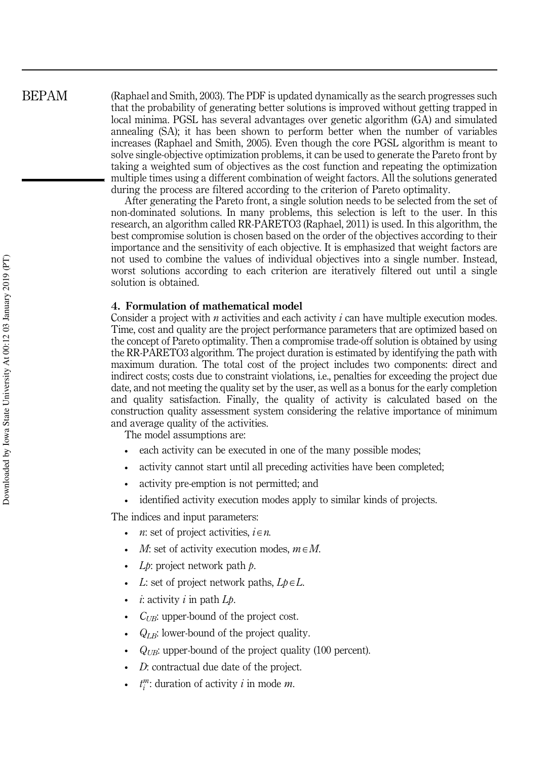(Raphael and Smith, 2003). The PDF is updated dynamically as the search progresses such that the probability of generating better solutions is improved without getting trapped in local minima. PGSL has several advantages over genetic algorithm (GA) and simulated annealing (SA); it has been shown to perform better when the number of variables increases (Raphael and Smith, 2005). Even though the core PGSL algorithm is meant to solve single-objective optimization problems, it can be used to generate the Pareto front by taking a weighted sum of objectives as the cost function and repeating the optimization multiple times using a different combination of weight factors. All the solutions generated during the process are filtered according to the criterion of Pareto optimality.

After generating the Pareto front, a single solution needs to be selected from the set of non-dominated solutions. In many problems, this selection is left to the user. In this research, an algorithm called RR-PARETO3 (Raphael, 2011) is used. In this algorithm, the best compromise solution is chosen based on the order of the objectives according to their importance and the sensitivity of each objective. It is emphasized that weight factors are not used to combine the values of individual objectives into a single number. Instead, worst solutions according to each criterion are iteratively filtered out until a single solution is obtained.

## 4. Formulation of mathematical model

Consider a project with $n$ activities and each activity $i$ can have multiple execution modes. Time, cost and quality are the project performance parameters that are optimized based on the concept of Pareto optimality. Then a compromise trade-off solution is obtained by using the RR-PARETO3 algorithm. The project duration is estimated by identifying the path with maximum duration. The total cost of the project includes two components: direct and indirect costs; costs due to constraint violations, i.e., penalties for exceeding the project due date, and not meeting the quality set by the user, as well as a bonus for the early completion and quality satisfaction. Finally, the quality of activity is calculated based on the construction quality assessment system considering the relative importance of minimum and average quality of the activities.

The model assumptions are:

- each activity can be executed in one of the many possible modes;
- activity cannot start until all preceding activities have been completed;
- activity pre-emption is not permitted; and
- identified activity execution modes apply to similar kinds of projects.

The indices and input parameters:

- $n$: set of project activities, $i \in n$.
- $M$: set of activity execution modes, $m \in M$.
- $Lp$: project network path $p$.
- $L$: set of project network paths, $Lp \in L$.
- $i$: activity $i$ in path $Lp$.
- $C_{UB}$: upper-bound of the project cost.
- $Q_{LB}$: lower-bound of the project quality.
- $Q_{UB}$: upper-bound of the project quality (100 percent).
- $D$: contractual due date of the project.
- $t_i^m$: duration of activity $i$ in mode $m$.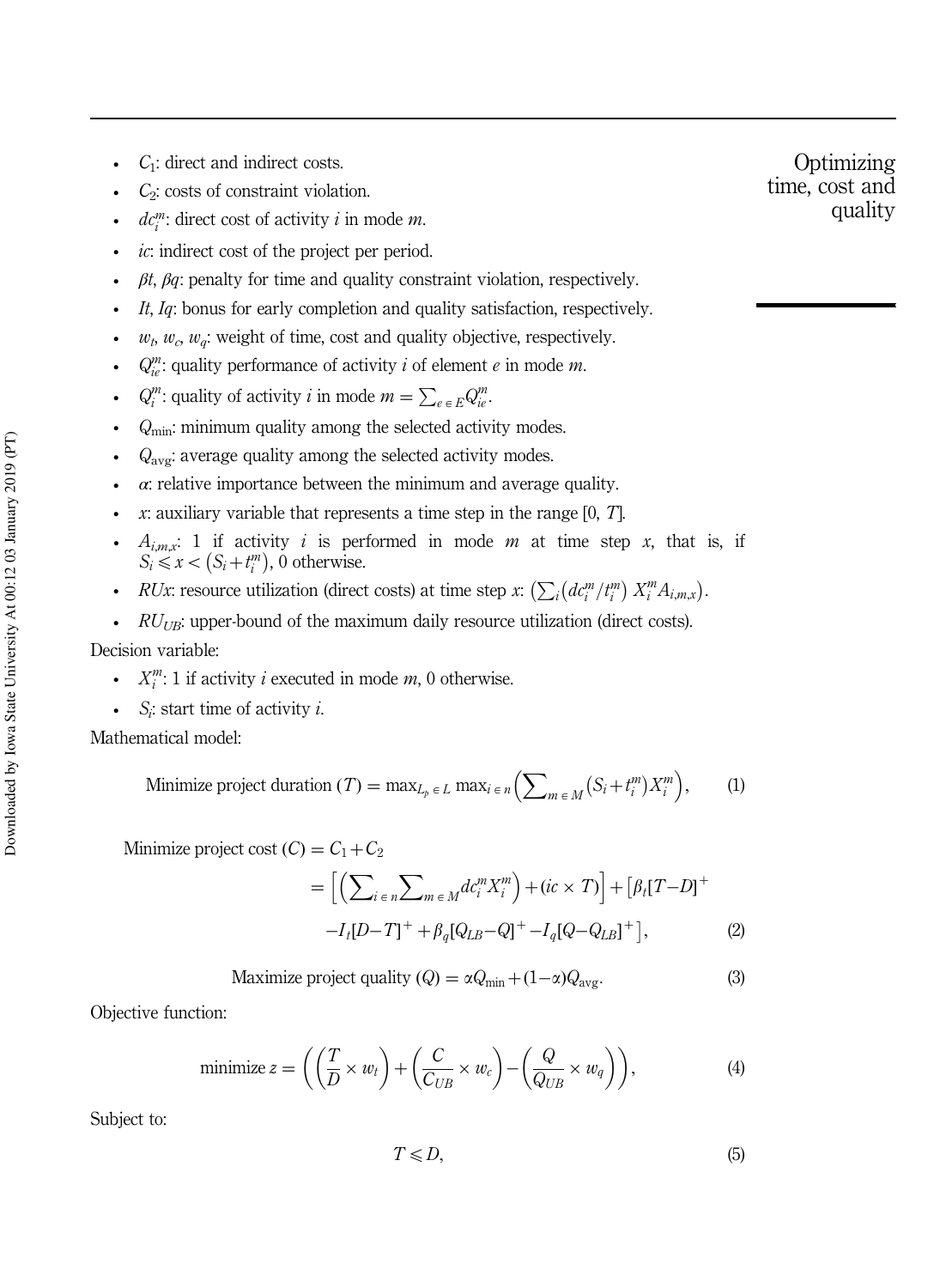- $C_1$: direct and indirect costs.
- $C_2$: costs of constraint violation.
- $dc_i^m$: direct cost of activity $i$ in mode $m$.
- $ic$: indirect cost of the project per period.
- $\beta t$, $\beta q$: penalty for time and quality constraint violation, respectively.
- $It$, $Iq$: bonus for early completion and quality satisfaction, respectively.
- $w_t$, $w_c$, $w_q$: weight of time, cost and quality objective, respectively.
- $Q_{ie}^m$: quality performance of activity $i$ of element $e$ in mode $m$.
- $Q_i^m$: quality of activity $i$ in mode $m = \sum_{e \in E} Q_{ie}^m$.
- $Q_{\min}$: minimum quality among the selected activity modes.
- $Q_{\text{avg}}$: average quality among the selected activity modes.
- $\alpha$: relative importance between the minimum and average quality.
- $x$: auxiliary variable that represents a time step in the range [0, $T$].
- $A_{i,m,x}$: 1 if activity $i$ is performed in mode $m$ at time step $x$, that is, if $S_i \leqslant x < \left(S_i + t_i^m\right)$, 0 otherwise.
- $RUx$: resource utilization (direct costs) at time step $x$: $\left(\sum_i \left(dc_i^m / t_i^m\right) X_i^m A_{i,m,x}\right)$.
- $RU_{UB}$: upper-bound of the maximum daily resource utilization (direct costs).

Decision variable:

- $X_i^m$: 1 if activity $i$ executed in mode $m$, 0 otherwise.
- $S_i$: start time of activity $i$.

Mathematical model:

$$\text{Minimize project duration } (T) = \max_{L_p \in L} \max_{i \in n} \left( \sum_{m \in M} \left(S_i + t_i^m\right) X_i^m \right), \tag{1}$$

$$\begin{aligned} \text{Minimize project cost } (C) &= C_1 + C_2 \\ &= \left[ \left( \sum_{i \in n} \sum_{m \in M} dc_i^m X_i^m \right) + (ic \times T) \right] + \left[ \beta_t [T - D]^+ \right. \\ &\quad \left. - I_t [D - T]^+ + \beta_q [Q_{LB} - Q]^+ - I_q [Q - Q_{LB}]^+ \right], \end{aligned} \tag{2}$$

$$\text{Maximize project quality } (Q) = \alpha Q_{\min} + (1 - \alpha) Q_{\text{avg}}. \tag{3}$$

Objective function:

$$\text{minimize } z = \left( \left( \frac{T}{D} \times w_t \right) + \left( \frac{C}{C_{UB}} \times w_c \right) - \left( \frac{Q}{Q_{UB}} \times w_q \right) \right), \tag{4}$$

Subject to:

$$T \leqslant D, \tag{5}$$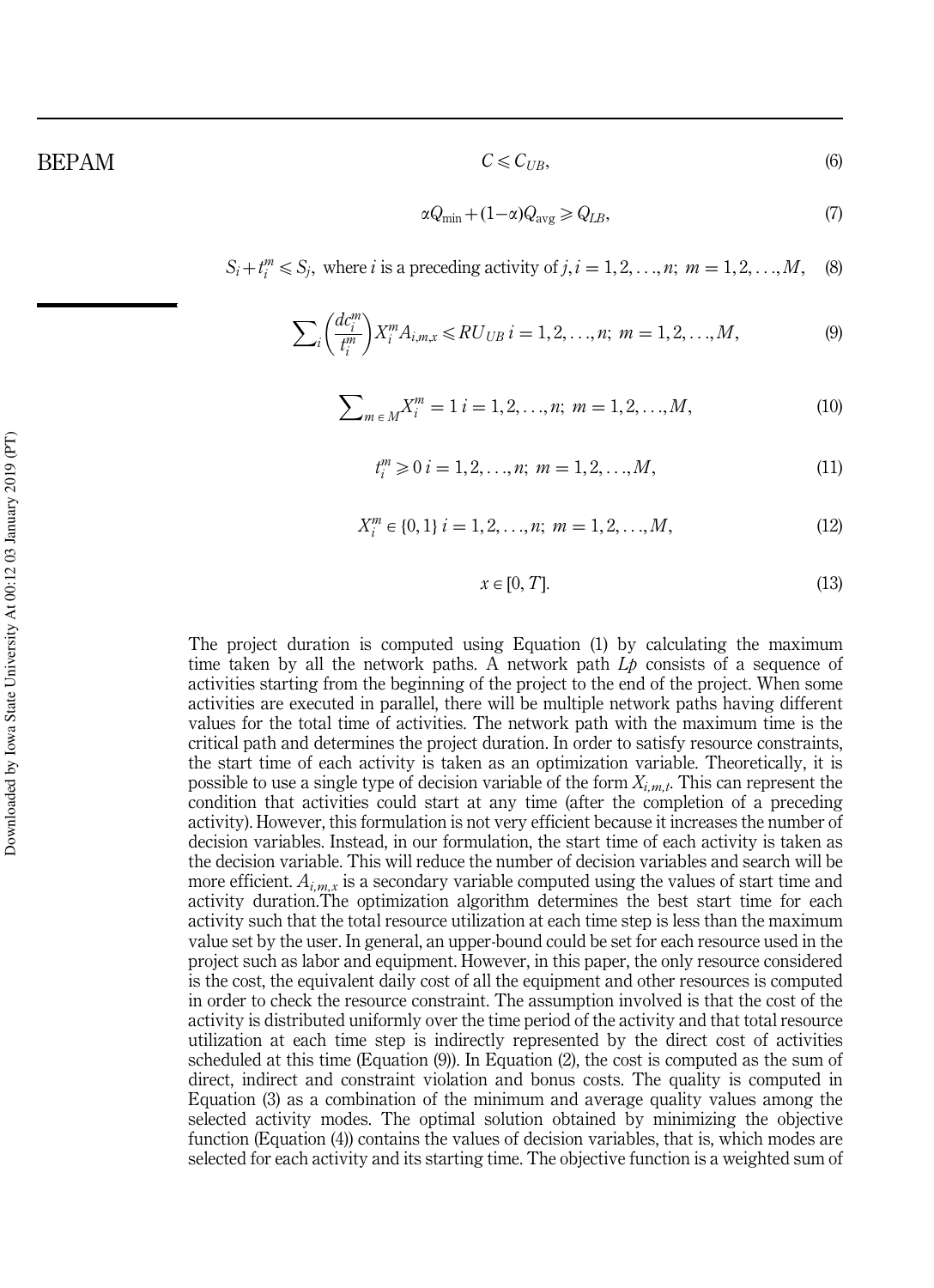$$C \leqslant C_{UB}, \tag{6}$$

$$\alpha Q_{\min} + (1-\alpha) Q_{\text{avg}} \geqslant Q_{LB}, \tag{7}$$

$$S_i + t_i^m \leqslant S_j, \text{ where } i \text{ is a preceding activity of } j, i = 1, 2, \ldots, n;\ m = 1, 2, \ldots, M, \tag{8}$$

$$\sum_i \left( \frac{dc_i^m}{t_i^m} \right) X_i^m A_{i,m,x} \leqslant RU_{UB}\ i = 1, 2, \ldots, n;\ m = 1, 2, \ldots, M, \tag{9}$$

$$\sum_{m \in M} X_i^m = 1\ i = 1, 2, \ldots, n;\ m = 1, 2, \ldots, M, \tag{10}$$

$$t_i^m \geqslant 0\ i = 1, 2, \ldots, n;\ m = 1, 2, \ldots, M, \tag{11}$$

$$X_i^m \in \{0, 1\}\ i = 1, 2, \ldots, n;\ m = 1, 2, \ldots, M, \tag{12}$$

$$x \in [0, T]. \tag{13}$$

The project duration is computed using Equation (1) by calculating the maximum time taken by all the network paths. A network path $Lp$ consists of a sequence of activities starting from the beginning of the project to the end of the project. When some activities are executed in parallel, there will be multiple network paths having different values for the total time of activities. The network path with the maximum time is the critical path and determines the project duration. In order to satisfy resource constraints, the start time of each activity is taken as an optimization variable. Theoretically, it is possible to use a single type of decision variable of the form $X_{i,m,t}$. This can represent the condition that activities could start at any time (after the completion of a preceding activity). However, this formulation is not very efficient because it increases the number of decision variables. Instead, in our formulation, the start time of each activity is taken as the decision variable. This will reduce the number of decision variables and search will be more efficient. $A_{i,m,x}$ is a secondary variable computed using the values of start time and activity duration.The optimization algorithm determines the best start time for each activity such that the total resource utilization at each time step is less than the maximum value set by the user. In general, an upper-bound could be set for each resource used in the project such as labor and equipment. However, in this paper, the only resource considered is the cost, the equivalent daily cost of all the equipment and other resources is computed in order to check the resource constraint. The assumption involved is that the cost of the activity is distributed uniformly over the time period of the activity and that total resource utilization at each time step is indirectly represented by the direct cost of activities scheduled at this time (Equation (9)). In Equation (2), the cost is computed as the sum of direct, indirect and constraint violation and bonus costs. The quality is computed in Equation (3) as a combination of the minimum and average quality values among the selected activity modes. The optimal solution obtained by minimizing the objective function (Equation (4)) contains the values of decision variables, that is, which modes are selected for each activity and its starting time. The objective function is a weighted sum of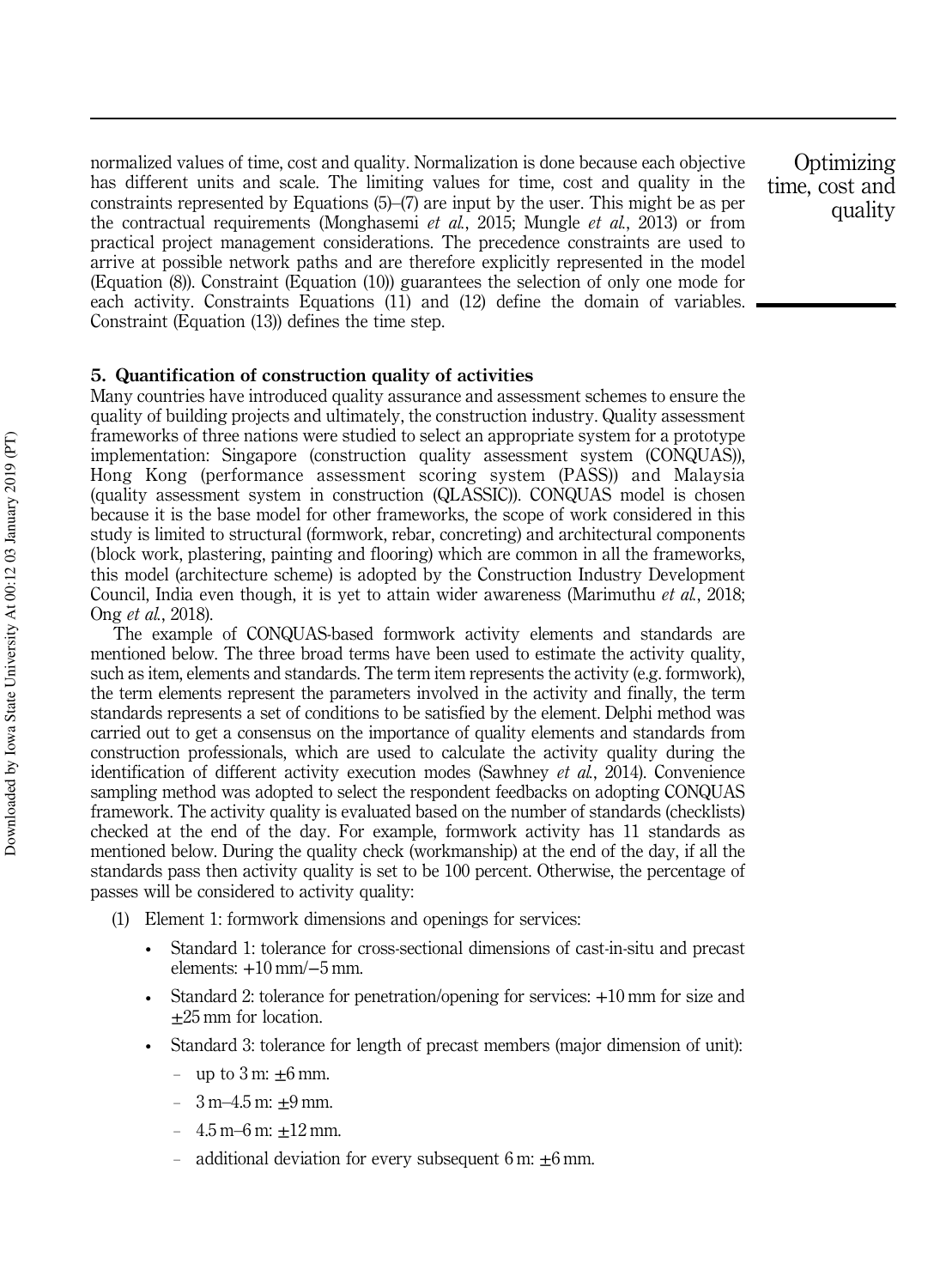normalized values of time, cost and quality. Normalization is done because each objective has different units and scale. The limiting values for time, cost and quality in the constraints represented by Equations (5)–(7) are input by the user. This might be as per the contractual requirements (Monghasemi *et al.*, 2015; Mungle *et al.*, 2013) or from practical project management considerations. The precedence constraints are used to arrive at possible network paths and are therefore explicitly represented in the model (Equation (8)). Constraint (Equation (10)) guarantees the selection of only one mode for each activity. Constraints Equations (11) and (12) define the domain of variables. Constraint (Equation (13)) defines the time step.

## 5. Quantification of construction quality of activities

Many countries have introduced quality assurance and assessment schemes to ensure the quality of building projects and ultimately, the construction industry. Quality assessment frameworks of three nations were studied to select an appropriate system for a prototype implementation: Singapore (construction quality assessment system (CONQUAS)), Hong Kong (performance assessment scoring system (PASS)) and Malaysia (quality assessment system in construction (QLASSIC)). CONQUAS model is chosen because it is the base model for other frameworks, the scope of work considered in this study is limited to structural (formwork, rebar, concreting) and architectural components (block work, plastering, painting and flooring) which are common in all the frameworks, this model (architecture scheme) is adopted by the Construction Industry Development Council, India even though, it is yet to attain wider awareness (Marimuthu *et al.*, 2018; Ong *et al.*, 2018).

The example of CONQUAS-based formwork activity elements and standards are mentioned below. The three broad terms have been used to estimate the activity quality, such as item, elements and standards. The term item represents the activity (e.g. formwork), the term elements represent the parameters involved in the activity and finally, the term standards represents a set of conditions to be satisfied by the element. Delphi method was carried out to get a consensus on the importance of quality elements and standards from construction professionals, which are used to calculate the activity quality during the identification of different activity execution modes (Sawhney *et al.*, 2014). Convenience sampling method was adopted to select the respondent feedbacks on adopting CONQUAS framework. The activity quality is evaluated based on the number of standards (checklists) checked at the end of the day. For example, formwork activity has 11 standards as mentioned below. During the quality check (workmanship) at the end of the day, if all the standards pass then activity quality is set to be 100 percent. Otherwise, the percentage of passes will be considered to activity quality:

1. Element 1: formwork dimensions and openings for services:
   - Standard 1: tolerance for cross-sectional dimensions of cast-in-situ and precast elements: +10 mm/−5 mm.
   - Standard 2: tolerance for penetration/opening for services: +10 mm for size and ±25 mm for location.
   - Standard 3: tolerance for length of precast members (major dimension of unit):
     - up to 3 m: ±6 mm.
     - 3 m–4.5 m: ±9 mm.
     - 4.5 m–6 m: ±12 mm.
     - additional deviation for every subsequent 6 m: ±6 mm.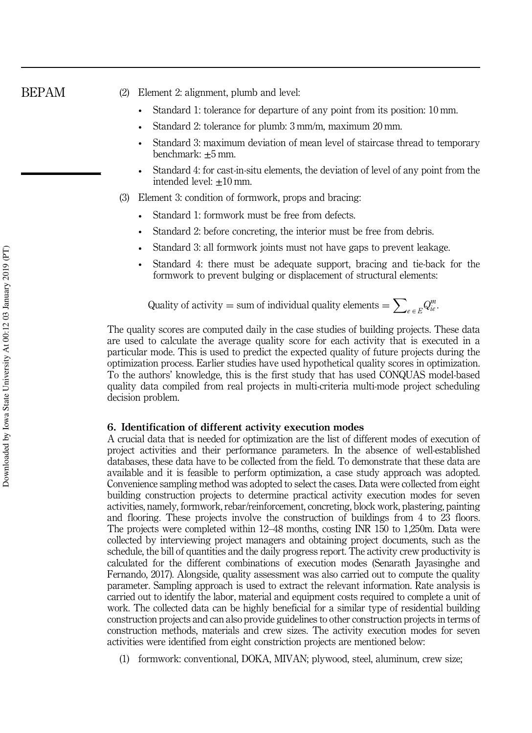(2) Element 2: alignment, plumb and level:

- Standard 1: tolerance for departure of any point from its position: 10 mm.
- Standard 2: tolerance for plumb: 3 mm/m, maximum 20 mm.
- Standard 3: maximum deviation of mean level of staircase thread to temporary benchmark: ±5 mm.
- Standard 4: for cast-in-situ elements, the deviation of level of any point from the intended level: ±10 mm.

(3) Element 3: condition of formwork, props and bracing:

- Standard 1: formwork must be free from defects.
- Standard 2: before concreting, the interior must be free from debris.
- Standard 3: all formwork joints must not have gaps to prevent leakage.
- Standard 4: there must be adequate support, bracing and tie-back for the formwork to prevent bulging or displacement of structural elements:

$$\text{Quality of activity} = \text{sum of individual quality elements} = \sum_{e \in E} Q_{ie}^{m}.$$

The quality scores are computed daily in the case studies of building projects. These data are used to calculate the average quality score for each activity that is executed in a particular mode. This is used to predict the expected quality of future projects during the optimization process. Earlier studies have used hypothetical quality scores in optimization. To the authors' knowledge, this is the first study that has used CONQUAS model-based quality data compiled from real projects in multi-criteria multi-mode project scheduling decision problem.

## 6. Identification of different activity execution modes

A crucial data that is needed for optimization are the list of different modes of execution of project activities and their performance parameters. In the absence of well-established databases, these data have to be collected from the field. To demonstrate that these data are available and it is feasible to perform optimization, a case study approach was adopted. Convenience sampling method was adopted to select the cases. Data were collected from eight building construction projects to determine practical activity execution modes for seven activities, namely, formwork, rebar/reinforcement, concreting, block work, plastering, painting and flooring. These projects involve the construction of buildings from 4 to 23 floors. The projects were completed within 12–48 months, costing INR 150 to 1,250m. Data were collected by interviewing project managers and obtaining project documents, such as the schedule, the bill of quantities and the daily progress report. The activity crew productivity is calculated for the different combinations of execution modes (Senarath Jayasinghe and Fernando, 2017). Alongside, quality assessment was also carried out to compute the quality parameter. Sampling approach is used to extract the relevant information. Rate analysis is carried out to identify the labor, material and equipment costs required to complete a unit of work. The collected data can be highly beneficial for a similar type of residential building construction projects and can also provide guidelines to other construction projects in terms of construction methods, materials and crew sizes. The activity execution modes for seven activities were identified from eight constriction projects are mentioned below:

(1) formwork: conventional, DOKA, MIVAN; plywood, steel, aluminum, crew size;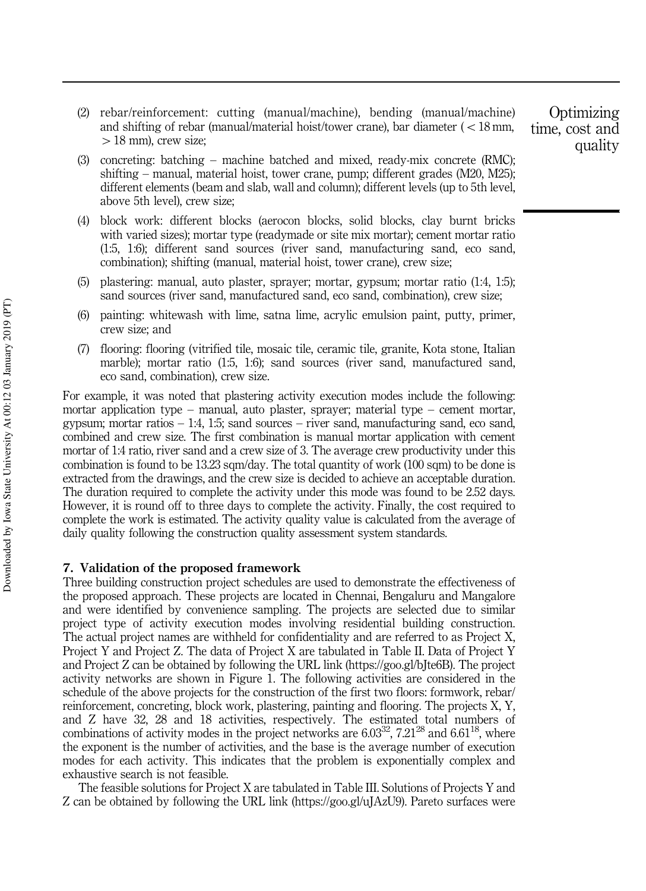(2) rebar/reinforcement: cutting (manual/machine), bending (manual/machine) and shifting of rebar (manual/material hoist/tower crane), bar diameter ( < 18 mm, > 18 mm), crew size;

(3) concreting: batching – machine batched and mixed, ready-mix concrete (RMC); shifting – manual, material hoist, tower crane, pump; different grades (M20, M25); different elements (beam and slab, wall and column); different levels (up to 5th level, above 5th level), crew size;

(4) block work: different blocks (aerocon blocks, solid blocks, clay burnt bricks with varied sizes); mortar type (readymade or site mix mortar); cement mortar ratio (1:5, 1:6); different sand sources (river sand, manufacturing sand, eco sand, combination); shifting (manual, material hoist, tower crane), crew size;

(5) plastering: manual, auto plaster, sprayer; mortar, gypsum; mortar ratio (1:4, 1:5); sand sources (river sand, manufactured sand, eco sand, combination), crew size;

(6) painting: whitewash with lime, satna lime, acrylic emulsion paint, putty, primer, crew size; and

(7) flooring: flooring (vitrified tile, mosaic tile, ceramic tile, granite, Kota stone, Italian marble); mortar ratio (1:5, 1:6); sand sources (river sand, manufactured sand, eco sand, combination), crew size.

For example, it was noted that plastering activity execution modes include the following: mortar application type – manual, auto plaster, sprayer; material type – cement mortar, gypsum; mortar ratios – 1:4, 1:5; sand sources – river sand, manufacturing sand, eco sand, combined and crew size. The first combination is manual mortar application with cement mortar of 1:4 ratio, river sand and a crew size of 3. The average crew productivity under this combination is found to be 13.23 sqm/day. The total quantity of work (100 sqm) to be done is extracted from the drawings, and the crew size is decided to achieve an acceptable duration. The duration required to complete the activity under this mode was found to be 2.52 days. However, it is round off to three days to complete the activity. Finally, the cost required to complete the work is estimated. The activity quality value is calculated from the average of daily quality following the construction quality assessment system standards.

## 7. Validation of the proposed framework

Three building construction project schedules are used to demonstrate the effectiveness of the proposed approach. These projects are located in Chennai, Bengaluru and Mangalore and were identified by convenience sampling. The projects are selected due to similar project type of activity execution modes involving residential building construction. The actual project names are withheld for confidentiality and are referred to as Project X, Project Y and Project Z. The data of Project X are tabulated in Table II. Data of Project Y and Project Z can be obtained by following the URL link (https://goo.gl/bJte6B). The project activity networks are shown in Figure 1. The following activities are considered in the schedule of the above projects for the construction of the first two floors: formwork, rebar/reinforcement, concreting, block work, plastering, painting and flooring. The projects X, Y, and Z have 32, 28 and 18 activities, respectively. The estimated total numbers of combinations of activity modes in the project networks are $6.03^{32}$, $7.21^{28}$ and $6.61^{18}$, where the exponent is the number of activities, and the base is the average number of execution modes for each activity. This indicates that the problem is exponentially complex and exhaustive search is not feasible.

The feasible solutions for Project X are tabulated in Table III. Solutions of Projects Y and Z can be obtained by following the URL link (https://goo.gl/uJAzU9). Pareto surfaces were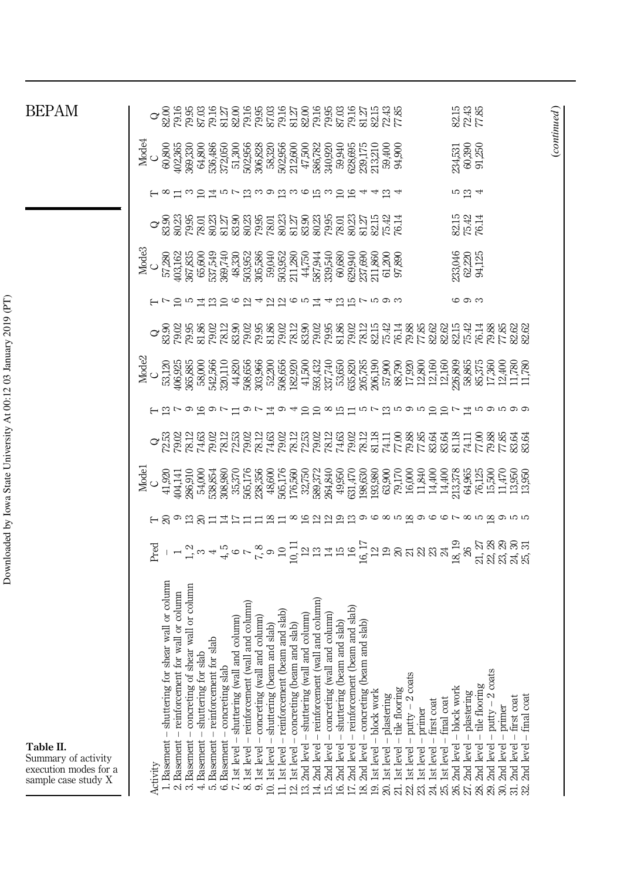**Table II.** Summary of activity execution modes for a sample case study X

| Activity | Pred | Mode1 | | | Mode2 | | | Mode3 | | | Mode4 | | |
|---|---|---|---|---|---|---|---|---|---|---|---|---|---|
| | | T | C | Q | T | C | Q | T | C | Q | T | C | Q |
| 1. Basement – shuttering for shear wall or column | – | 20 | 41,920 | 72.53 | 13 | 53,120 | 83.90 | 7 | 57,280 | 83.90 | 8 | 60,800 | 82.00 |
| 2. Basement – reinforcement for wall or column | 1 | 9 | 404,141 | 79.02 | 7 | 406,925 | 79.02 | 10 | 403,162 | 80.23 | 11 | 402,365 | 79.16 |
| 3. Basement – concreting of shear wall or column | 1, 2 | 13 | 286,910 | 78.12 | 9 | 365,885 | 79.95 | 5 | 367,835 | 79.95 | 3 | 369,330 | 79.95 |
| 4. Basement – shuttering for slab | 3 | 20 | 54,000 | 74.63 | 16 | 58,000 | 81.86 | 14 | 65,600 | 78.01 | 10 | 64,800 | 87.03 |
| 5. Basement – reinforcement for slab | 4 | 11 | 538,854 | 79.02 | 9 | 542,566 | 79.02 | 13 | 537,549 | 80.23 | 14 | 536,486 | 79.16 |
| 6. Basement – concreting slab | 4, 5 | 14 | 308,980 | 78.12 | 7 | 320,110 | 78.12 | 10 | 369,740 | 81.27 | 5 | 372,050 | 81.27 |
| 7. 1st level – shuttering (wall and column) | 6 | 17 | 35,370 | 72.53 | 11 | 44,820 | 83.90 | 6 | 48,330 | 83.90 | 7 | 51,300 | 82.00 |
| 8. 1st level – reinforcement (wall and column) | 7 | 11 | 505,176 | 79.02 | 9 | 508,656 | 79.02 | 12 | 503,952 | 80.23 | 13 | 502,956 | 79.16 |
| 9. 1st level – concreting (wall and column) | 7, 8 | 11 | 238,356 | 78.12 | 7 | 303,966 | 79.95 | 4 | 305,586 | 79.95 | 3 | 306,828 | 79.95 |
| 10. 1st level – shuttering (beam and slab) | 9 | 18 | 48,600 | 74.63 | 14 | 52,200 | 81.86 | 12 | 59,040 | 78.01 | 9 | 58,320 | 87.03 |
| 11. 1st level – reinforcement (beam and slab) | 10 | 11 | 505,176 | 79.02 | 9 | 508,656 | 79.02 | 12 | 503,952 | 80.23 | 13 | 502,956 | 79.16 |
| 12. 1st level – concreting (beam and slab) | 10, 11 | 8 | 176,560 | 78.12 | 4 | 182,920 | 78.12 | 6 | 211,280 | 81.27 | 3 | 212,600 | 81.27 |
| 13. 2nd level – shuttering (wall and column) | 12 | 16 | 32,750 | 72.53 | 10 | 41,500 | 83.90 | 5 | 44,750 | 83.90 | 6 | 47,500 | 82.00 |
| 14. 2nd level – reinforcement (wall and column) | 13 | 12 | 589,372 | 79.02 | 10 | 593,432 | 79.02 | 14 | 587,944 | 80.23 | 15 | 586,782 | 79.16 |
| 15. 2nd level – concreting (wall and column) | 14 | 12 | 264,840 | 78.12 | 8 | 337,740 | 79.95 | 4 | 339,540 | 79.95 | 3 | 340,920 | 79.95 |
| 16. 2nd level – shuttering (beam and slab) | 15 | 19 | 49,950 | 74.63 | 15 | 53,650 | 81.86 | 13 | 60,680 | 78.01 | 10 | 59,940 | 87.03 |
| 17. 2nd level – reinforcement (beam and slab) | 16 | 13 | 631,470 | 79.02 | 11 | 635,820 | 79.02 | 15 | 629,940 | 80.23 | 16 | 628,695 | 79.16 |
| 18. 2nd level – concreting (beam and slab) | 16, 17 | 9 | 198,630 | 78.12 | 5 | 205,785 | 78.12 | 7 | 237,690 | 81.27 | 4 | 239,175 | 81.27 |
| 19. 1st level – block work | 12 | 6 | 193,980 | 81.18 | 7 | 206,190 | 82.15 | 5 | 211,860 | 82.15 | 4 | 213,210 | 82.15 |
| 20. 1st level – plastering | 19 | 8 | 63,900 | 74.11 | 13 | 57,900 | 75.42 | 9 | 61,200 | 75.42 | 13 | 59,400 | 72.43 |
| 21. 1st level – tile flooring | 20 | 5 | 79,170 | 77.00 | 5 | 88,790 | 76.14 | 3 | 97,890 | 76.14 | 4 | 94,900 | 77.85 |
| 22. 1st level – putty – 2 coats | 21 | 18 | 16,000 | 79.88 | 9 | 17,920 | 79.88 | | | | | | |
| 23. 1st level – primer | 22 | 9 | 11,840 | 77.85 | 5 | 12,800 | 77.85 | | | | | | |
| 24. 1st level – first coat | 23 | 6 | 14,400 | 83.64 | 10 | 12,160 | 82.62 | | | | | | |
| 25. 1st level – final coat | 24 | 6 | 14,400 | 83.64 | 10 | 12,160 | 82.62 | | | | | | |
| 26. 2nd level – block work | 18, 19 | 7 | 213,378 | 81.18 | 7 | 226,809 | 82.15 | 6 | 233,046 | 82.15 | 5 | 234,531 | 82.15 |
| 27. 2nd level – plastering | 26 | 8 | 64,965 | 74.11 | 14 | 58,865 | 75.42 | 9 | 62,220 | 75.42 | 13 | 60,390 | 72.43 |
| 28. 2nd level – tile flooring | 21, 27 | 5 | 76,125 | 77.00 | 5 | 85,375 | 76.14 | 3 | 94,125 | 76.14 | 4 | 91,250 | 77.85 |
| 29. 2nd level – putty – 2 coats | 22, 28 | 18 | 15,500 | 79.88 | 9 | 17,360 | 79.88 | | | | | | |
| 30. 2nd level – primer | 23, 29 | 9 | 11,470 | 77.85 | 5 | 12,400 | 77.85 | | | | | | |
| 31. 2nd level – first coat | 24, 30 | 5 | 13,950 | 83.64 | 9 | 11,780 | 82.62 | | | | | | |
| 32. 2nd level – final coat | 25, 31 | 5 | 13,950 | 83.64 | 9 | 11,780 | 82.62 | | | | | | |

(*continued*)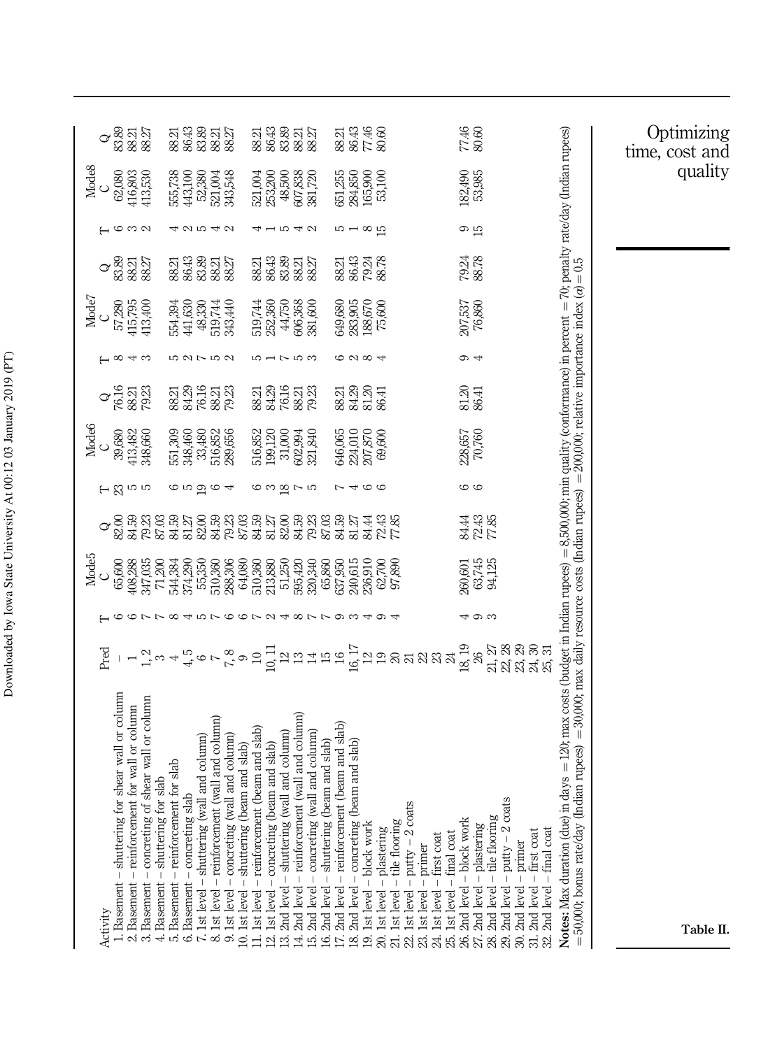| Activity | Pred | Mode5 | | | Mode6 | | | Mode7 | | | Mode8 | | |
|---|---|---|---|---|---|---|---|---|---|---|---|---|---|
| | | T | C | Q | T | C | Q | T | C | Q | T | C | Q |
| 1. Basement – shuttering for shear wall or column | – | 6 | 65,600 | 82.00 | 23 | 39,680 | 76.16 | 8 | 57,280 | 83.89 | 6 | 62,080 | 83.89 |
| 2. Basement – reinforcement for wall or column | 1 | 6 | 408,288 | 84.59 | 5 | 413,482 | 88.21 | 4 | 415,795 | 88.21 | 3 | 416,803 | 88.21 |
| 3. Basement – concreting of shear wall or column | 1, 2 | 7 | 347,035 | 79.23 | 5 | 348,660 | 79.23 | 3 | 413,400 | 88.27 | 2 | 413,530 | 88.27 |
| 4. Basement – shuttering for slab | 3 | 7 | 71,200 | 87.03 | | | | | | | | | |
| 5. Basement – reinforcement for slab | 4 | 8 | 544,384 | 84.59 | 6 | 551,309 | 88.21 | 5 | 554,394 | 88.21 | 4 | 555,738 | 88.21 |
| 6. Basement – concreting slab | 4, 5 | 4 | 374,290 | 81.27 | 5 | 348,460 | 84.29 | 2 | 441,630 | 86.43 | 2 | 443,100 | 86.43 |
| 7. 1st level – shuttering (wall and column) | 6 | 5 | 55,350 | 82.00 | 19 | 33,480 | 76.16 | 7 | 48,330 | 83.89 | 5 | 52,380 | 83.89 |
| 8. 1st level – reinforcement (wall and column) | 7 | 7 | 510,360 | 84.59 | 6 | 516,852 | 88.21 | 5 | 519,744 | 88.21 | 4 | 521,004 | 88.21 |
| 9. 1st level – concreting (wall and column) | 7, 8 | 6 | 288,306 | 79.23 | 4 | 289,656 | 79.23 | 2 | 343,440 | 88.27 | 2 | 343,548 | 88.27 |
| 10. 1st level – shuttering (beam and slab) | 9 | 6 | 64,080 | 87.03 | | | | | | | | | |
| 11. 1st level – reinforcement (beam and slab) | 10 | 7 | 510,360 | 84.59 | 6 | 516,852 | 88.21 | 5 | 519,744 | 88.21 | 4 | 521,004 | 88.21 |
| 12. 1st level – concreting (beam and slab) | 10, 11 | 2 | 213,880 | 81.27 | 3 | 199,120 | 84.29 | 1 | 252,360 | 86.43 | 1 | 253,200 | 86.43 |
| 13. 2nd level – shuttering (wall and column) | 12 | 4 | 51,250 | 82.00 | 18 | 31,000 | 76.16 | 7 | 44,750 | 83.89 | 5 | 48,500 | 83.89 |
| 14. 2nd level – reinforcement (wall and column) | 13 | 8 | 595,420 | 84.59 | 7 | 602,994 | 88.21 | 5 | 606,368 | 88.21 | 4 | 607,838 | 88.21 |
| 15. 2nd level – concreting (wall and column) | 14 | 7 | 320,340 | 79.23 | 5 | 321,840 | 79.23 | 3 | 381,600 | 88.27 | 2 | 381,720 | 88.27 |
| 16. 2nd level – shuttering (beam and slab) | 15 | 7 | 65,860 | 87.03 | | | | | | | | | |
| 17. 2nd level – reinforcement (beam and slab) | 16 | 9 | 637,950 | 84.59 | 7 | 646,065 | 88.21 | 6 | 649,680 | 88.21 | 5 | 651,255 | 88.21 |
| 18. 2nd level – concreting (beam and slab) | 16, 17 | 3 | 240,615 | 81.27 | 4 | 224,010 | 84.29 | 2 | 283,905 | 86.43 | 1 | 284,850 | 86.43 |
| 19. 1st level – block work | 12 | 4 | 236,910 | 84.44 | 6 | 207,870 | 81.20 | 8 | 188,670 | 79.24 | 8 | 165,900 | 77.46 |
| 20. 1st level – plastering | 19 | 9 | 62,700 | 72.43 | 6 | 69,600 | 86.41 | 4 | 75,600 | 88.78 | 15 | 53,100 | 80.60 |
| 21. 1st level – tile flooring | 20 | 4 | 97,890 | 77.85 | | | | | | | | | |
| 22. 1st level – putty – 2 coats | 21 | | | | | | | | | | | | |
| 23. 1st level – primer | 22 | | | | | | | | | | | | |
| 24. 1st level – first coat | 23 | | | | | | | | | | | | |
| 25. 1st level – final coat | 24 | | | | | | | | | | | | |
| 26. 2nd level – block work | 18, 19 | 4 | 260,601 | 84.44 | 6 | 228,657 | 81.20 | 9 | 207,537 | 79.24 | 9 | 182,490 | 77.46 |
| 27. 2nd level – plastering | 26 | 9 | 63,745 | 72.43 | 6 | 70,760 | 86.41 | 4 | 76,860 | 88.78 | 15 | 53,985 | 80.60 |
| 28. 2nd level – tile flooring | 21, 27 | 3 | 94,125 | 77.85 | | | | | | | | | |
| 29. 2nd level – putty – 2 coats | 22, 28 | | | | | | | | | | | | |
| 30. 2nd level – primer | 23, 29 | | | | | | | | | | | | |
| 31. 2nd level – first coat | 24, 30 | | | | | | | | | | | | |
| 32. 2nd level – final coat | 25, 31 | | | | | | | | | | | | |

**Notes:** Max duration (due) in days = 120; max costs (budget in Indian rupees) = 8,500,000; min quality (conformance) in percent = 70; penalty rate/day (Indian rupees) = 50,000; bonus rate/day (Indian rupees) = 30,000; max daily resource costs (Indian rupees) = 200,000; relative importance index ($\alpha$) = 0.5

**Table II.**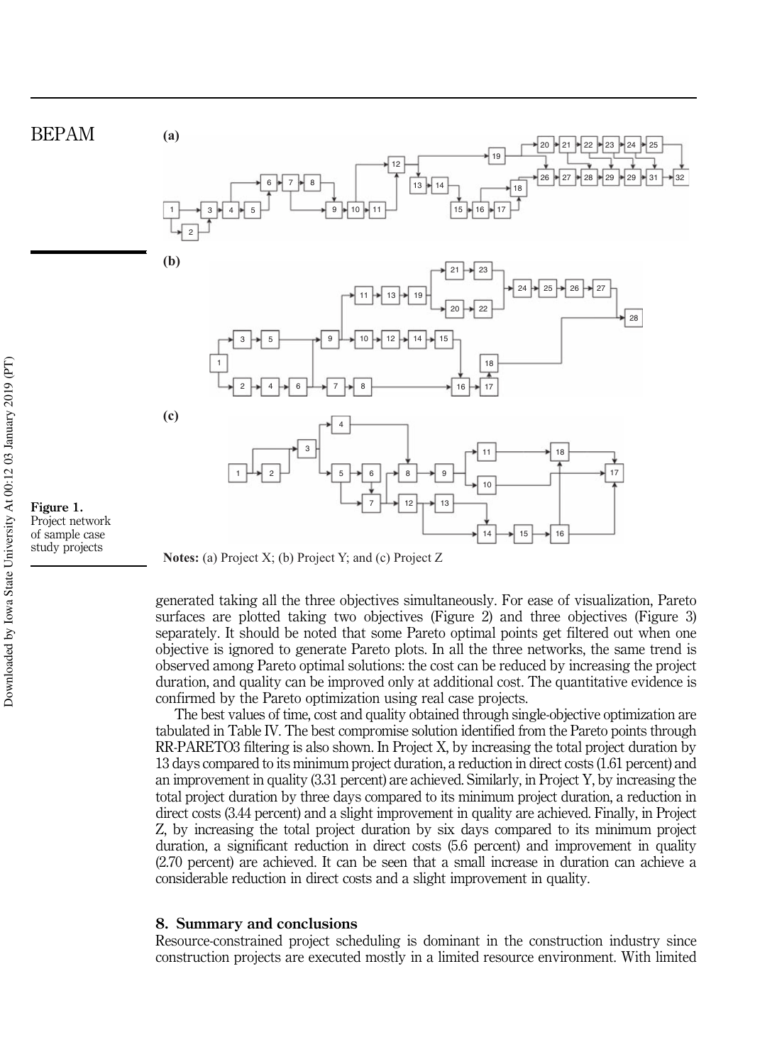**Figure 1.** Project network of sample case study projects

**Notes:** (a) Project X; (b) Project Y; and (c) Project Z

generated taking all the three objectives simultaneously. For ease of visualization, Pareto surfaces are plotted taking two objectives (Figure 2) and three objectives (Figure 3) separately. It should be noted that some Pareto optimal points get filtered out when one objective is ignored to generate Pareto plots. In all the three networks, the same trend is observed among Pareto optimal solutions: the cost can be reduced by increasing the project duration, and quality can be improved only at additional cost. The quantitative evidence is confirmed by the Pareto optimization using real case projects.

The best values of time, cost and quality obtained through single-objective optimization are tabulated in Table IV. The best compromise solution identified from the Pareto points through RR-PARETO3 filtering is also shown. In Project X, by increasing the total project duration by 13 days compared to its minimum project duration, a reduction in direct costs (1.61 percent) and an improvement in quality (3.31 percent) are achieved. Similarly, in Project Y, by increasing the total project duration by three days compared to its minimum project duration, a reduction in direct costs (3.44 percent) and a slight improvement in quality are achieved. Finally, in Project Z, by increasing the total project duration by six days compared to its minimum project duration, a significant reduction in direct costs (5.6 percent) and improvement in quality (2.70 percent) are achieved. It can be seen that a small increase in duration can achieve a considerable reduction in direct costs and a slight improvement in quality.

## 8. Summary and conclusions

Resource-constrained project scheduling is dominant in the construction industry since construction projects are executed mostly in a limited resource environment. With limited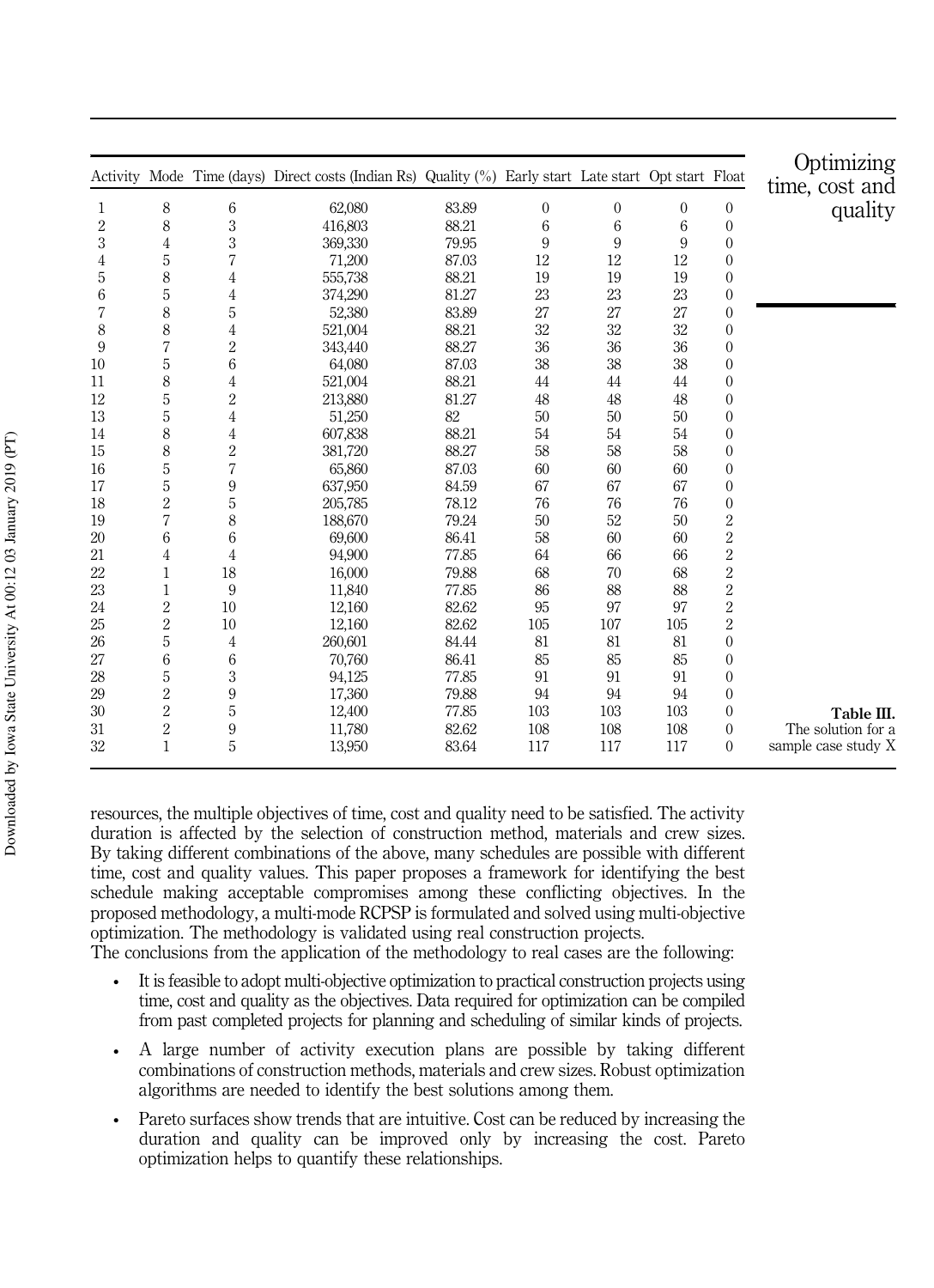| Activity | Mode | Time (days) | Direct costs (Indian Rs) | Quality (%) | Early start | Late start | Opt start | Float |
|---|---|---|---|---|---|---|---|---|
| 1 | 8 | 6 | 62,080 | 83.89 | 0 | 0 | 0 | 0 |
| 2 | 8 | 3 | 416,803 | 88.21 | 6 | 6 | 6 | 0 |
| 3 | 4 | 3 | 369,330 | 79.95 | 9 | 9 | 9 | 0 |
| 4 | 5 | 7 | 71,200 | 87.03 | 12 | 12 | 12 | 0 |
| 5 | 8 | 4 | 555,738 | 88.21 | 19 | 19 | 19 | 0 |
| 6 | 5 | 4 | 374,290 | 81.27 | 23 | 23 | 23 | 0 |
| 7 | 8 | 5 | 52,380 | 83.89 | 27 | 27 | 27 | 0 |
| 8 | 8 | 4 | 521,004 | 88.21 | 32 | 32 | 32 | 0 |
| 9 | 7 | 2 | 343,440 | 88.27 | 36 | 36 | 36 | 0 |
| 10 | 5 | 6 | 64,080 | 87.03 | 38 | 38 | 38 | 0 |
| 11 | 8 | 4 | 521,004 | 88.21 | 44 | 44 | 44 | 0 |
| 12 | 5 | 2 | 213,880 | 81.27 | 48 | 48 | 48 | 0 |
| 13 | 5 | 4 | 51,250 | 82 | 50 | 50 | 50 | 0 |
| 14 | 8 | 4 | 607,838 | 88.21 | 54 | 54 | 54 | 0 |
| 15 | 8 | 2 | 381,720 | 88.27 | 58 | 58 | 58 | 0 |
| 16 | 5 | 7 | 65,860 | 87.03 | 60 | 60 | 60 | 0 |
| 17 | 5 | 9 | 637,950 | 84.59 | 67 | 67 | 67 | 0 |
| 18 | 2 | 5 | 205,785 | 78.12 | 76 | 76 | 76 | 0 |
| 19 | 7 | 8 | 188,670 | 79.24 | 50 | 52 | 50 | 2 |
| 20 | 6 | 6 | 69,600 | 86.41 | 58 | 60 | 60 | 2 |
| 21 | 4 | 4 | 94,900 | 77.85 | 64 | 66 | 66 | 2 |
| 22 | 1 | 18 | 16,000 | 79.88 | 68 | 70 | 68 | 2 |
| 23 | 1 | 9 | 11,840 | 77.85 | 86 | 88 | 88 | 2 |
| 24 | 2 | 10 | 12,160 | 82.62 | 95 | 97 | 97 | 2 |
| 25 | 2 | 10 | 12,160 | 82.62 | 105 | 107 | 105 | 2 |
| 26 | 5 | 4 | 260,601 | 84.44 | 81 | 81 | 81 | 0 |
| 27 | 6 | 6 | 70,760 | 86.41 | 85 | 85 | 85 | 0 |
| 28 | 5 | 3 | 94,125 | 77.85 | 91 | 91 | 91 | 0 |
| 29 | 2 | 9 | 17,360 | 79.88 | 94 | 94 | 94 | 0 |
| 30 | 2 | 5 | 12,400 | 77.85 | 103 | 103 | 103 | 0 |
| 31 | 2 | 9 | 11,780 | 82.62 | 108 | 108 | 108 | 0 |
| 32 | 1 | 5 | 13,950 | 83.64 | 117 | 117 | 117 | 0 |

**Table III.** The solution for a sample case study X

resources, the multiple objectives of time, cost and quality need to be satisfied. The activity duration is affected by the selection of construction method, materials and crew sizes. By taking different combinations of the above, many schedules are possible with different time, cost and quality values. This paper proposes a framework for identifying the best schedule making acceptable compromises among these conflicting objectives. In the proposed methodology, a multi-mode RCPSP is formulated and solved using multi-objective optimization. The methodology is validated using real construction projects.

The conclusions from the application of the methodology to real cases are the following:

- It is feasible to adopt multi-objective optimization to practical construction projects using time, cost and quality as the objectives. Data required for optimization can be compiled from past completed projects for planning and scheduling of similar kinds of projects.
- A large number of activity execution plans are possible by taking different combinations of construction methods, materials and crew sizes. Robust optimization algorithms are needed to identify the best solutions among them.
- Pareto surfaces show trends that are intuitive. Cost can be reduced by increasing the duration and quality can be improved only by increasing the cost. Pareto optimization helps to quantify these relationships.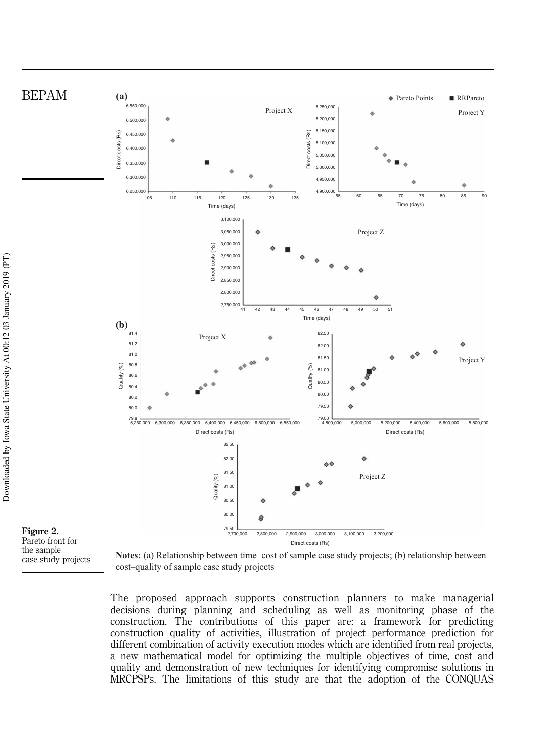**Figure 2.** Pareto front for the sample case study projects

**Notes:** (a) Relationship between time–cost of sample case study projects; (b) relationship between cost–quality of sample case study projects

The proposed approach supports construction planners to make managerial decisions during planning and scheduling as well as monitoring phase of the construction. The contributions of this paper are: a framework for predicting construction quality of activities, illustration of project performance prediction for different combination of activity execution modes which are identified from real projects, a new mathematical model for optimizing the multiple objectives of time, cost and quality and demonstration of new techniques for identifying compromise solutions in MRCPSPs. The limitations of this study are that the adoption of the CONQUAS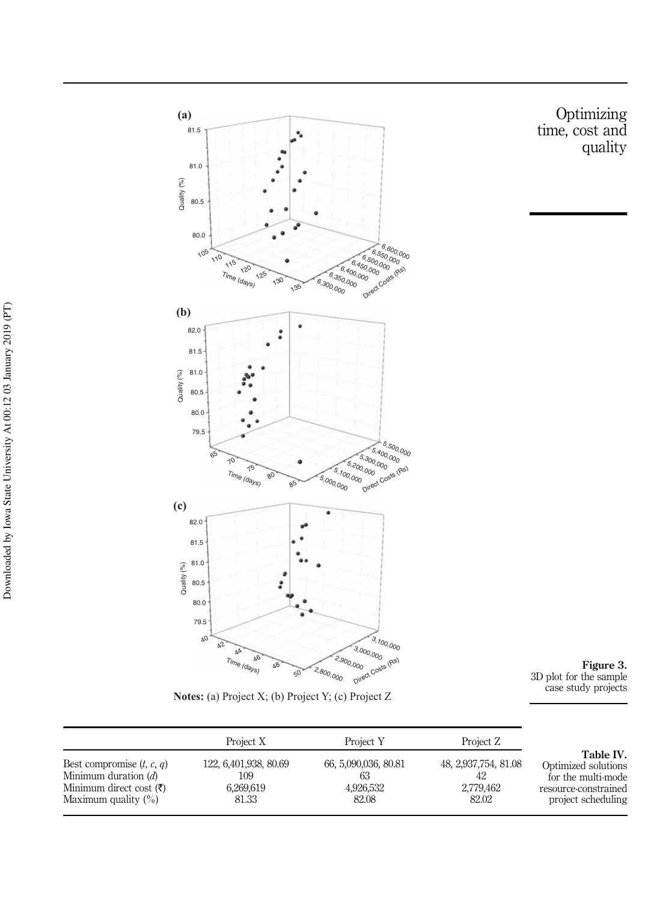**Notes:** (a) Project X; (b) Project Y; (c) Project Z

**Figure 3.** 3D plot for the sample case study projects

**Table IV.** Optimized solutions for the multi-mode resource-constrained project scheduling

| | Project X | Project Y | Project Z |
|---|---|---|---|
| Best compromise (*t*, *c*, *q*) | 122, 6,401,938, 80.69 | 66, 5,090,036, 80.81 | 48, 2,937,754, 81.08 |
| Minimum duration (*d*) | 109 | 63 | 42 |
| Minimum direct cost (₹) | 6,269,619 | 4,926,532 | 2,779,462 |
| Maximum quality (%) | 81.33 | 82.08 | 82.02 |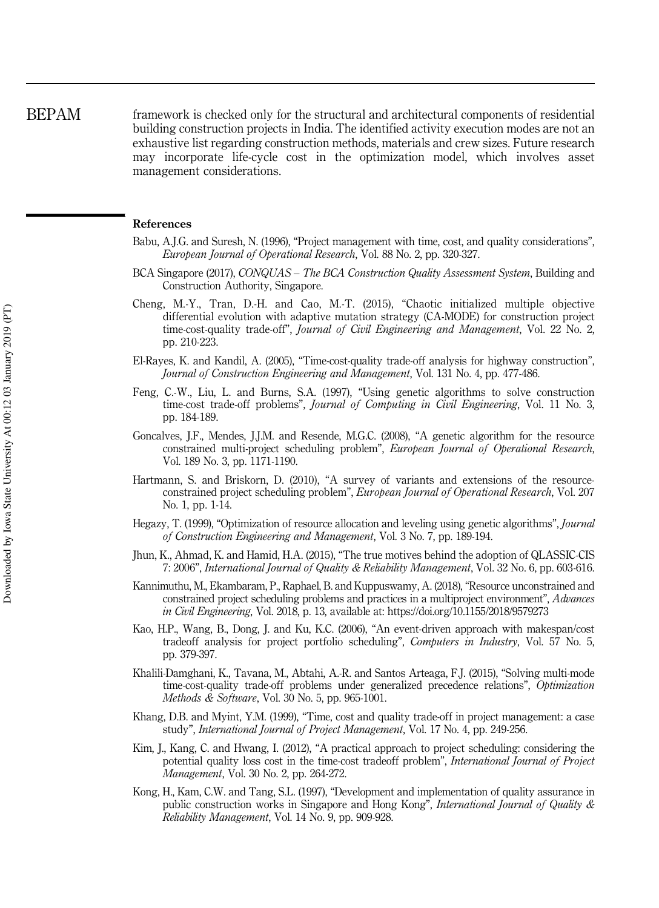framework is checked only for the structural and architectural components of residential building construction projects in India. The identified activity execution modes are not an exhaustive list regarding construction methods, materials and crew sizes. Future research may incorporate life-cycle cost in the optimization model, which involves asset management considerations.

## References

Babu, A.J.G. and Suresh, N. (1996), "Project management with time, cost, and quality considerations", *European Journal of Operational Research*, Vol. 88 No. 2, pp. 320-327.

BCA Singapore (2017), *CONQUAS – The BCA Construction Quality Assessment System*, Building and Construction Authority, Singapore.

Cheng, M.-Y., Tran, D.-H. and Cao, M.-T. (2015), "Chaotic initialized multiple objective differential evolution with adaptive mutation strategy (CA-MODE) for construction project time-cost-quality trade-off", *Journal of Civil Engineering and Management*, Vol. 22 No. 2, pp. 210-223.

El-Rayes, K. and Kandil, A. (2005), "Time-cost-quality trade-off analysis for highway construction", *Journal of Construction Engineering and Management*, Vol. 131 No. 4, pp. 477-486.

Feng, C.-W., Liu, L. and Burns, S.A. (1997), "Using genetic algorithms to solve construction time-cost trade-off problems", *Journal of Computing in Civil Engineering*, Vol. 11 No. 3, pp. 184-189.

Goncalves, J.F., Mendes, J.J.M. and Resende, M.G.C. (2008), "A genetic algorithm for the resource constrained multi-project scheduling problem", *European Journal of Operational Research*, Vol. 189 No. 3, pp. 1171-1190.

Hartmann, S. and Briskorn, D. (2010), "A survey of variants and extensions of the resource-constrained project scheduling problem", *European Journal of Operational Research*, Vol. 207 No. 1, pp. 1-14.

Hegazy, T. (1999), "Optimization of resource allocation and leveling using genetic algorithms", *Journal of Construction Engineering and Management*, Vol. 3 No. 7, pp. 189-194.

Jhun, K., Ahmad, K. and Hamid, H.A. (2015), "The true motives behind the adoption of QLASSIC-CIS 7: 2006", *International Journal of Quality & Reliability Management*, Vol. 32 No. 6, pp. 603-616.

Kannimuthu, M., Ekambaram, P., Raphael, B. and Kuppuswamy, A. (2018), "Resource unconstrained and constrained project scheduling problems and practices in a multiproject environment", *Advances in Civil Engineering*, Vol. 2018, p. 13, available at: https://doi.org/10.1155/2018/9579273

Kao, H.P., Wang, B., Dong, J. and Ku, K.C. (2006), "An event-driven approach with makespan/cost tradeoff analysis for project portfolio scheduling", *Computers in Industry*, Vol. 57 No. 5, pp. 379-397.

Khalili-Damghani, K., Tavana, M., Abtahi, A.-R. and Santos Arteaga, F.J. (2015), "Solving multi-mode time-cost-quality trade-off problems under generalized precedence relations", *Optimization Methods & Software*, Vol. 30 No. 5, pp. 965-1001.

Khang, D.B. and Myint, Y.M. (1999), "Time, cost and quality trade-off in project management: a case study", *International Journal of Project Management*, Vol. 17 No. 4, pp. 249-256.

Kim, J., Kang, C. and Hwang, I. (2012), "A practical approach to project scheduling: considering the potential quality loss cost in the time-cost tradeoff problem", *International Journal of Project Management*, Vol. 30 No. 2, pp. 264-272.

Kong, H., Kam, C.W. and Tang, S.L. (1997), "Development and implementation of quality assurance in public construction works in Singapore and Hong Kong", *International Journal of Quality & Reliability Management*, Vol. 14 No. 9, pp. 909-928.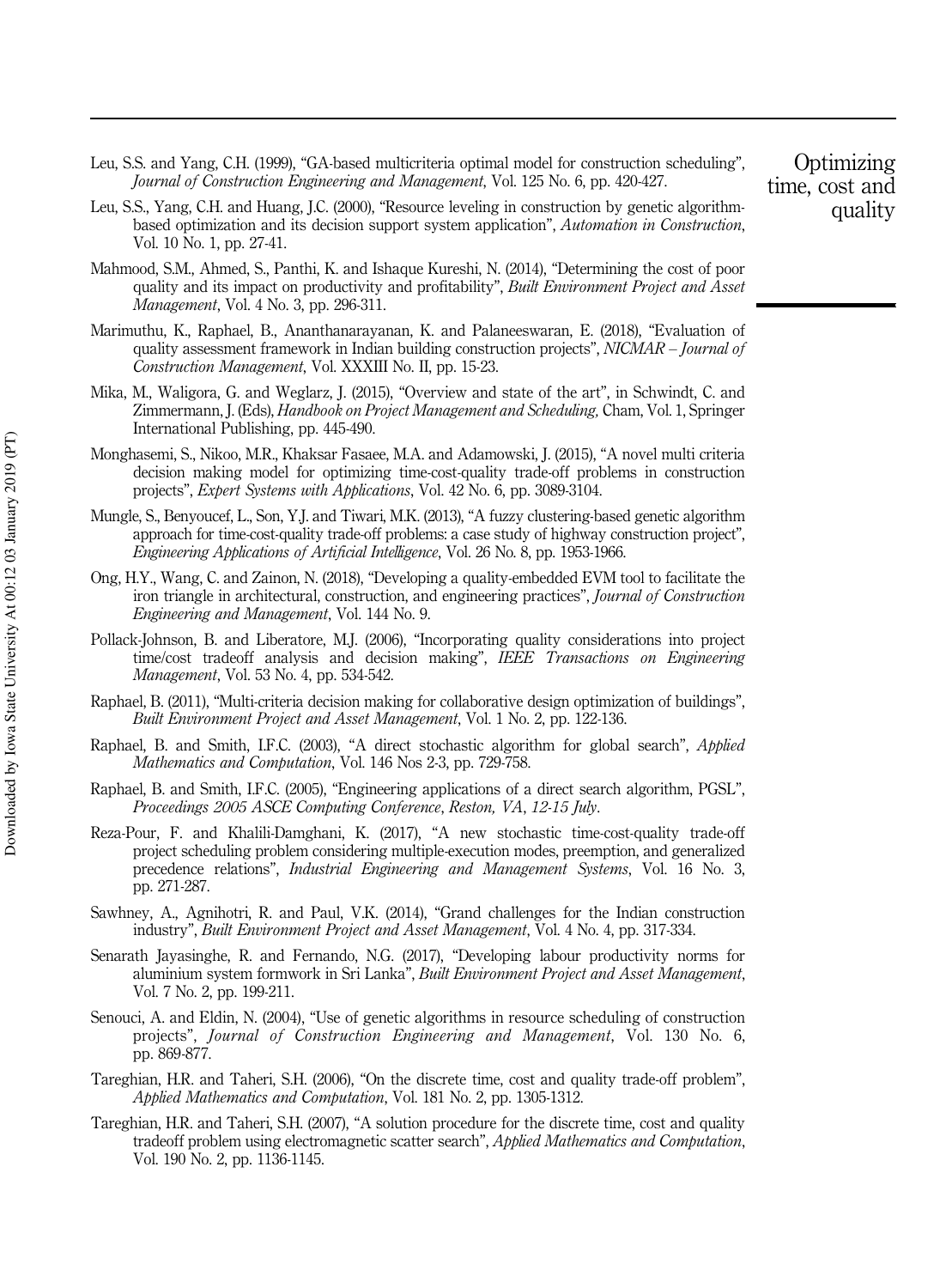Leu, S.S. and Yang, C.H. (1999), "GA-based multicriteria optimal model for construction scheduling", *Journal of Construction Engineering and Management*, Vol. 125 No. 6, pp. 420-427.

Leu, S.S., Yang, C.H. and Huang, J.C. (2000), "Resource leveling in construction by genetic algorithm-based optimization and its decision support system application", *Automation in Construction*, Vol. 10 No. 1, pp. 27-41.

Mahmood, S.M., Ahmed, S., Panthi, K. and Ishaque Kureshi, N. (2014), "Determining the cost of poor quality and its impact on productivity and profitability", *Built Environment Project and Asset Management*, Vol. 4 No. 3, pp. 296-311.

Marimuthu, K., Raphael, B., Ananthanarayanan, K. and Palaneeswaran, E. (2018), "Evaluation of quality assessment framework in Indian building construction projects", *NICMAR – Journal of Construction Management*, Vol. XXXIII No. II, pp. 15-23.

Mika, M., Waligora, G. and Weglarz, J. (2015), "Overview and state of the art", in Schwindt, C. and Zimmermann, J. (Eds), *Handbook on Project Management and Scheduling,* Cham, Vol. 1, Springer International Publishing, pp. 445-490.

Monghasemi, S., Nikoo, M.R., Khaksar Fasaee, M.A. and Adamowski, J. (2015), "A novel multi criteria decision making model for optimizing time-cost-quality trade-off problems in construction projects", *Expert Systems with Applications*, Vol. 42 No. 6, pp. 3089-3104.

Mungle, S., Benyoucef, L., Son, Y.J. and Tiwari, M.K. (2013), "A fuzzy clustering-based genetic algorithm approach for time-cost-quality trade-off problems: a case study of highway construction project", *Engineering Applications of Artificial Intelligence*, Vol. 26 No. 8, pp. 1953-1966.

Ong, H.Y., Wang, C. and Zainon, N. (2018), "Developing a quality-embedded EVM tool to facilitate the iron triangle in architectural, construction, and engineering practices", *Journal of Construction Engineering and Management*, Vol. 144 No. 9.

Pollack-Johnson, B. and Liberatore, M.J. (2006), "Incorporating quality considerations into project time/cost tradeoff analysis and decision making", *IEEE Transactions on Engineering Management*, Vol. 53 No. 4, pp. 534-542.

Raphael, B. (2011), "Multi-criteria decision making for collaborative design optimization of buildings", *Built Environment Project and Asset Management*, Vol. 1 No. 2, pp. 122-136.

Raphael, B. and Smith, I.F.C. (2003), "A direct stochastic algorithm for global search", *Applied Mathematics and Computation*, Vol. 146 Nos 2-3, pp. 729-758.

Raphael, B. and Smith, I.F.C. (2005), "Engineering applications of a direct search algorithm, PGSL", *Proceedings 2005 ASCE Computing Conference*, *Reston, VA*, *12-15 July*.

Reza-Pour, F. and Khalili-Damghani, K. (2017), "A new stochastic time-cost-quality trade-off project scheduling problem considering multiple-execution modes, preemption, and generalized precedence relations", *Industrial Engineering and Management Systems*, Vol. 16 No. 3, pp. 271-287.

Sawhney, A., Agnihotri, R. and Paul, V.K. (2014), "Grand challenges for the Indian construction industry", *Built Environment Project and Asset Management*, Vol. 4 No. 4, pp. 317-334.

Senarath Jayasinghe, R. and Fernando, N.G. (2017), "Developing labour productivity norms for aluminium system formwork in Sri Lanka", *Built Environment Project and Asset Management*, Vol. 7 No. 2, pp. 199-211.

Senouci, A. and Eldin, N. (2004), "Use of genetic algorithms in resource scheduling of construction projects", *Journal of Construction Engineering and Management*, Vol. 130 No. 6, pp. 869-877.

Tareghian, H.R. and Taheri, S.H. (2006), "On the discrete time, cost and quality trade-off problem", *Applied Mathematics and Computation*, Vol. 181 No. 2, pp. 1305-1312.

Tareghian, H.R. and Taheri, S.H. (2007), "A solution procedure for the discrete time, cost and quality tradeoff problem using electromagnetic scatter search", *Applied Mathematics and Computation*, Vol. 190 No. 2, pp. 1136-1145.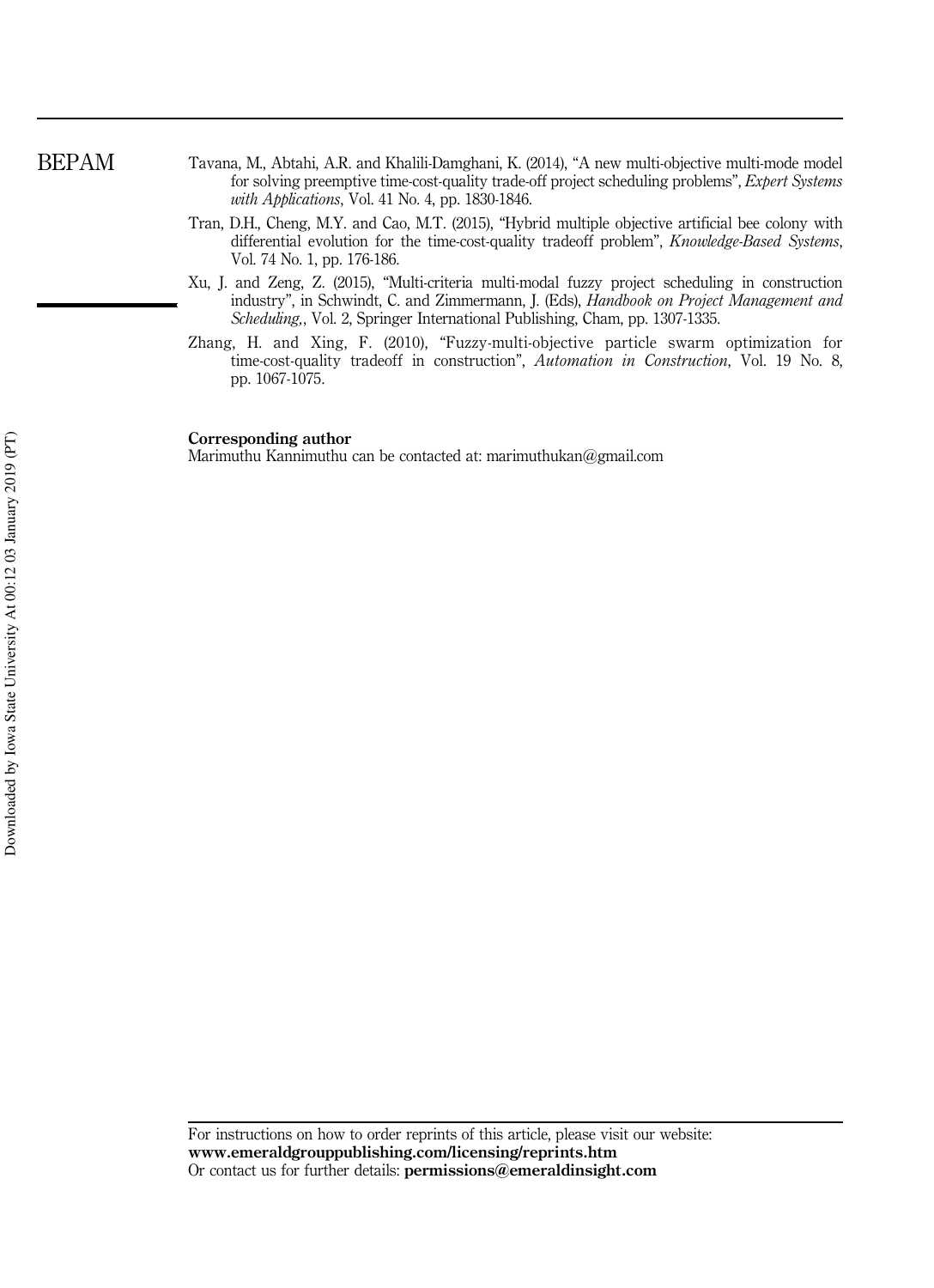Tavana, M., Abtahi, A.R. and Khalili-Damghani, K. (2014), "A new multi-objective multi-mode model for solving preemptive time-cost-quality trade-off project scheduling problems", *Expert Systems with Applications*, Vol. 41 No. 4, pp. 1830-1846.

Tran, D.H., Cheng, M.Y. and Cao, M.T. (2015), "Hybrid multiple objective artificial bee colony with differential evolution for the time-cost-quality tradeoff problem", *Knowledge-Based Systems*, Vol. 74 No. 1, pp. 176-186.

Xu, J. and Zeng, Z. (2015), "Multi-criteria multi-modal fuzzy project scheduling in construction industry", in Schwindt, C. and Zimmermann, J. (Eds), *Handbook on Project Management and Scheduling,*, Vol. 2, Springer International Publishing, Cham, pp. 1307-1335.

Zhang, H. and Xing, F. (2010), "Fuzzy-multi-objective particle swarm optimization for time-cost-quality tradeoff in construction", *Automation in Construction*, Vol. 19 No. 8, pp. 1067-1075.

**Corresponding author**

Marimuthu Kannimuthu can be contacted at: marimuthukan@gmail.com

For instructions on how to order reprints of this article, please visit our website:
**www.emeraldgrouppublishing.com/licensing/reprints.htm**
Or contact us for further details: **permissions@emeraldinsight.com**